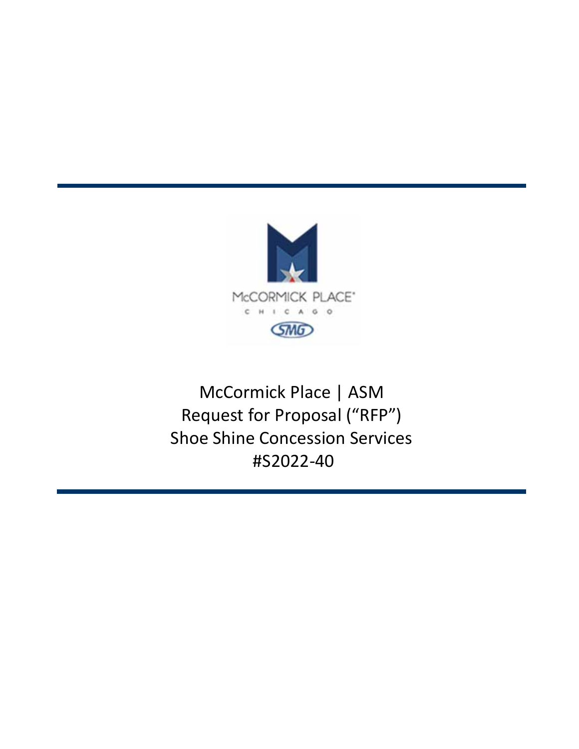# McCormick Place | ASM
# Request for Proposal ("RFP")
# Shoe Shine Concession Services
# #S2022-40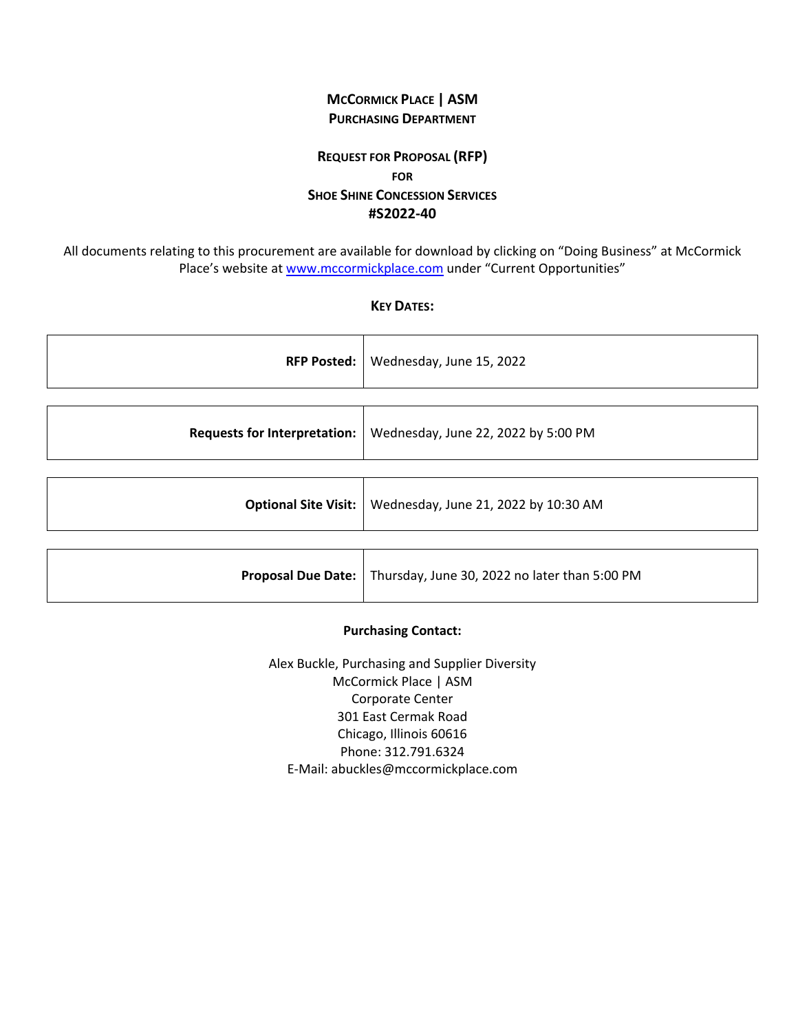**McCormick Place | ASM**
**Purchasing Department**

# Request for Proposal (RFP) for Shoe Shine Concession Services #S2022-40

All documents relating to this procurement are available for download by clicking on "Doing Business" at McCormick Place's website at www.mccormickplace.com under "Current Opportunities"

**Key Dates:**

| | |
|---|---|
| **RFP Posted:** | Wednesday, June 15, 2022 |
| **Requests for Interpretation:** | Wednesday, June 22, 2022 by 5:00 PM |
| **Optional Site Visit:** | Wednesday, June 21, 2022 by 10:30 AM |
| **Proposal Due Date:** | Thursday, June 30, 2022 no later than 5:00 PM |

**Purchasing Contact:**

Alex Buckle, Purchasing and Supplier Diversity
McCormick Place | ASM
Corporate Center
301 East Cermak Road
Chicago, Illinois 60616
Phone: 312.791.6324
E-Mail: abuckles@mccormickplace.com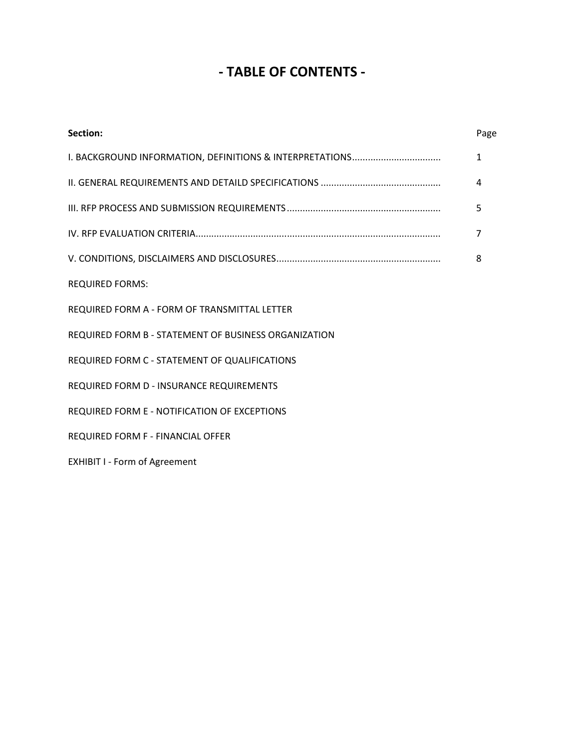# - TABLE OF CONTENTS -

| **Section:** | Page |
|---|---|
| I. BACKGROUND INFORMATION, DEFINITIONS & INTERPRETATIONS | 1 |
| II. GENERAL REQUIREMENTS AND DETAILD SPECIFICATIONS | 4 |
| III. RFP PROCESS AND SUBMISSION REQUIREMENTS | 5 |
| IV. RFP EVALUATION CRITERIA | 7 |
| V. CONDITIONS, DISCLAIMERS AND DISCLOSURES | 8 |

REQUIRED FORMS:

REQUIRED FORM A - FORM OF TRANSMITTAL LETTER

REQUIRED FORM B - STATEMENT OF BUSINESS ORGANIZATION

REQUIRED FORM C - STATEMENT OF QUALIFICATIONS

REQUIRED FORM D - INSURANCE REQUIREMENTS

REQUIRED FORM E - NOTIFICATION OF EXCEPTIONS

REQUIRED FORM F - FINANCIAL OFFER

EXHIBIT I - Form of Agreement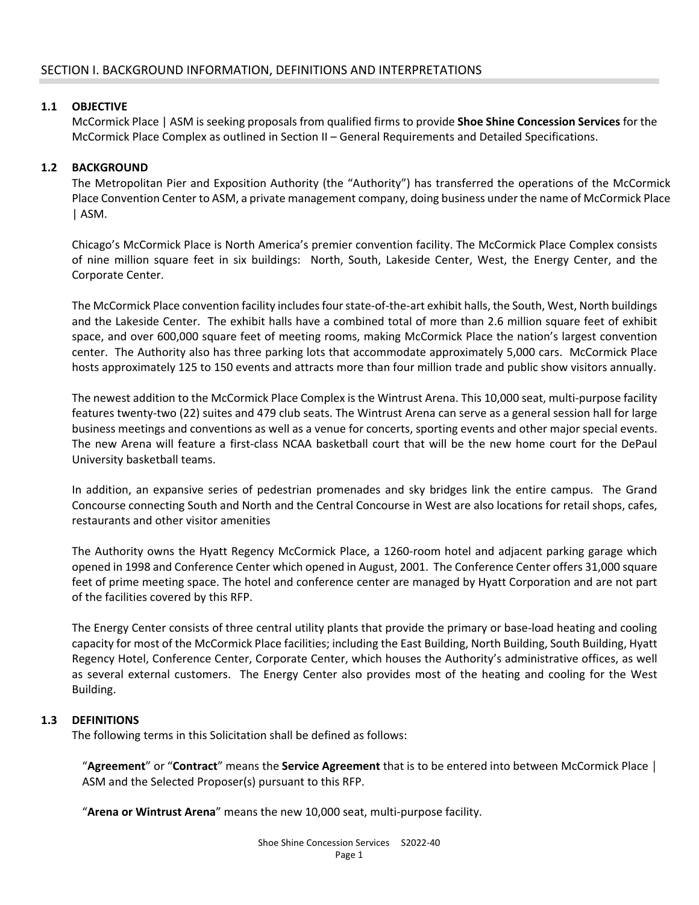## SECTION I. BACKGROUND INFORMATION, DEFINITIONS AND INTERPRETATIONS

### 1.1 OBJECTIVE

McCormick Place | ASM is seeking proposals from qualified firms to provide **Shoe Shine Concession Services** for the McCormick Place Complex as outlined in Section II – General Requirements and Detailed Specifications.

### 1.2 BACKGROUND

The Metropolitan Pier and Exposition Authority (the "Authority") has transferred the operations of the McCormick Place Convention Center to ASM, a private management company, doing business under the name of McCormick Place | ASM.

Chicago's McCormick Place is North America's premier convention facility. The McCormick Place Complex consists of nine million square feet in six buildings: North, South, Lakeside Center, West, the Energy Center, and the Corporate Center.

The McCormick Place convention facility includes four state-of-the-art exhibit halls, the South, West, North buildings and the Lakeside Center. The exhibit halls have a combined total of more than 2.6 million square feet of exhibit space, and over 600,000 square feet of meeting rooms, making McCormick Place the nation's largest convention center. The Authority also has three parking lots that accommodate approximately 5,000 cars. McCormick Place hosts approximately 125 to 150 events and attracts more than four million trade and public show visitors annually.

The newest addition to the McCormick Place Complex is the Wintrust Arena. This 10,000 seat, multi-purpose facility features twenty-two (22) suites and 479 club seats. The Wintrust Arena can serve as a general session hall for large business meetings and conventions as well as a venue for concerts, sporting events and other major special events. The new Arena will feature a first-class NCAA basketball court that will be the new home court for the DePaul University basketball teams.

In addition, an expansive series of pedestrian promenades and sky bridges link the entire campus. The Grand Concourse connecting South and North and the Central Concourse in West are also locations for retail shops, cafes, restaurants and other visitor amenities

The Authority owns the Hyatt Regency McCormick Place, a 1260-room hotel and adjacent parking garage which opened in 1998 and Conference Center which opened in August, 2001. The Conference Center offers 31,000 square feet of prime meeting space. The hotel and conference center are managed by Hyatt Corporation and are not part of the facilities covered by this RFP.

The Energy Center consists of three central utility plants that provide the primary or base-load heating and cooling capacity for most of the McCormick Place facilities; including the East Building, North Building, South Building, Hyatt Regency Hotel, Conference Center, Corporate Center, which houses the Authority's administrative offices, as well as several external customers. The Energy Center also provides most of the heating and cooling for the West Building.

### 1.3 DEFINITIONS

The following terms in this Solicitation shall be defined as follows:

"**Agreement**" or "**Contract**" means the **Service Agreement** that is to be entered into between McCormick Place | ASM and the Selected Proposer(s) pursuant to this RFP.

"**Arena or Wintrust Arena**" means the new 10,000 seat, multi-purpose facility.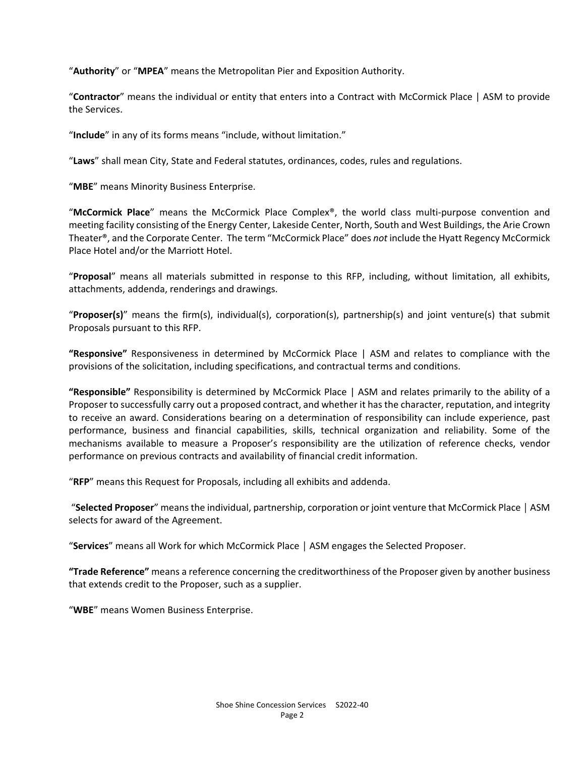“**Authority**” or “**MPEA**” means the Metropolitan Pier and Exposition Authority.

“**Contractor**” means the individual or entity that enters into a Contract with McCormick Place | ASM to provide the Services.

“**Include**” in any of its forms means “include, without limitation.”

“**Laws**” shall mean City, State and Federal statutes, ordinances, codes, rules and regulations.

“**MBE**” means Minority Business Enterprise.

“**McCormick Place**” means the McCormick Place Complex®, the world class multi-purpose convention and meeting facility consisting of the Energy Center, Lakeside Center, North, South and West Buildings, the Arie Crown Theater®, and the Corporate Center. The term “McCormick Place” does *not* include the Hyatt Regency McCormick Place Hotel and/or the Marriott Hotel.

“**Proposal**” means all materials submitted in response to this RFP, including, without limitation, all exhibits, attachments, addenda, renderings and drawings.

“**Proposer(s)**” means the firm(s), individual(s), corporation(s), partnership(s) and joint venture(s) that submit Proposals pursuant to this RFP.

**“Responsive”** Responsiveness in determined by McCormick Place | ASM and relates to compliance with the provisions of the solicitation, including specifications, and contractual terms and conditions.

**“Responsible”** Responsibility is determined by McCormick Place | ASM and relates primarily to the ability of a Proposer to successfully carry out a proposed contract, and whether it has the character, reputation, and integrity to receive an award. Considerations bearing on a determination of responsibility can include experience, past performance, business and financial capabilities, skills, technical organization and reliability. Some of the mechanisms available to measure a Proposer’s responsibility are the utilization of reference checks, vendor performance on previous contracts and availability of financial credit information.

“**RFP**” means this Request for Proposals, including all exhibits and addenda.

“**Selected Proposer**” means the individual, partnership, corporation or joint venture that McCormick Place | ASM selects for award of the Agreement.

“**Services**” means all Work for which McCormick Place | ASM engages the Selected Proposer.

**“Trade Reference”** means a reference concerning the creditworthiness of the Proposer given by another business that extends credit to the Proposer, such as a supplier.

“**WBE**” means Women Business Enterprise.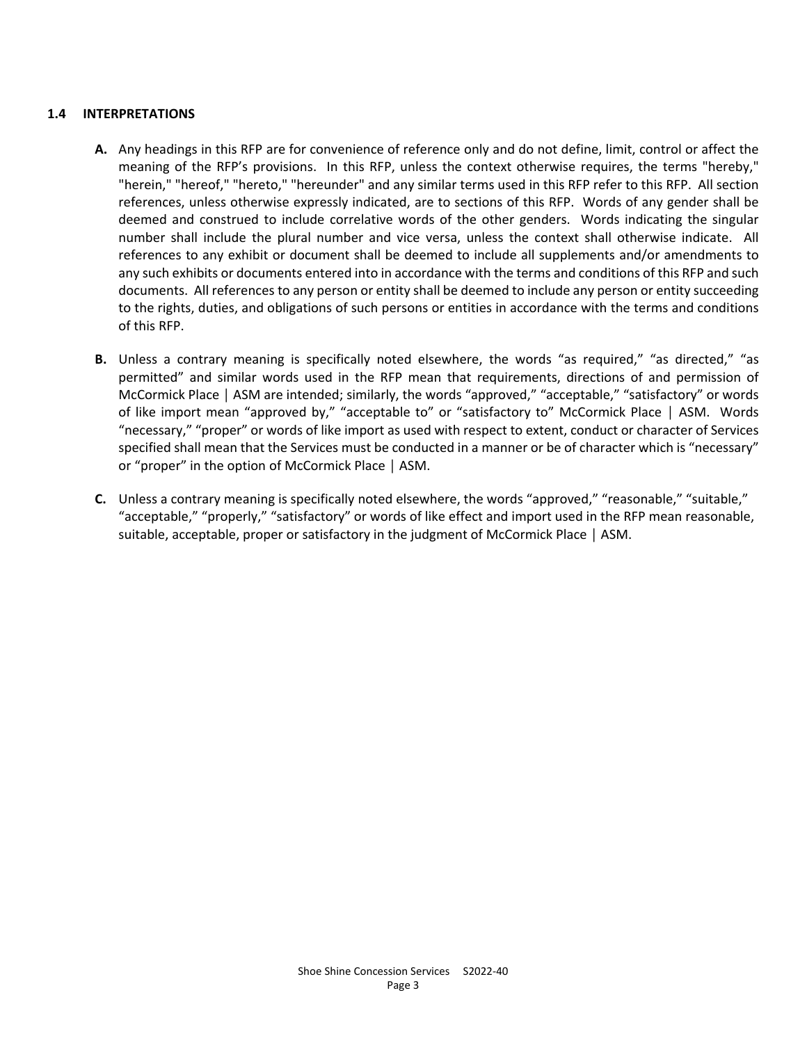### 1.4 INTERPRETATIONS

**A.** Any headings in this RFP are for convenience of reference only and do not define, limit, control or affect the meaning of the RFP's provisions. In this RFP, unless the context otherwise requires, the terms "hereby," "herein," "hereof," "hereto," "hereunder" and any similar terms used in this RFP refer to this RFP. All section references, unless otherwise expressly indicated, are to sections of this RFP. Words of any gender shall be deemed and construed to include correlative words of the other genders. Words indicating the singular number shall include the plural number and vice versa, unless the context shall otherwise indicate. All references to any exhibit or document shall be deemed to include all supplements and/or amendments to any such exhibits or documents entered into in accordance with the terms and conditions of this RFP and such documents. All references to any person or entity shall be deemed to include any person or entity succeeding to the rights, duties, and obligations of such persons or entities in accordance with the terms and conditions of this RFP.

**B.** Unless a contrary meaning is specifically noted elsewhere, the words "as required," "as directed," "as permitted" and similar words used in the RFP mean that requirements, directions of and permission of McCormick Place | ASM are intended; similarly, the words "approved," "acceptable," "satisfactory" or words of like import mean "approved by," "acceptable to" or "satisfactory to" McCormick Place | ASM. Words "necessary," "proper" or words of like import as used with respect to extent, conduct or character of Services specified shall mean that the Services must be conducted in a manner or be of character which is "necessary" or "proper" in the option of McCormick Place | ASM.

**C.** Unless a contrary meaning is specifically noted elsewhere, the words "approved," "reasonable," "suitable," "acceptable," "properly," "satisfactory" or words of like effect and import used in the RFP mean reasonable, suitable, acceptable, proper or satisfactory in the judgment of McCormick Place | ASM.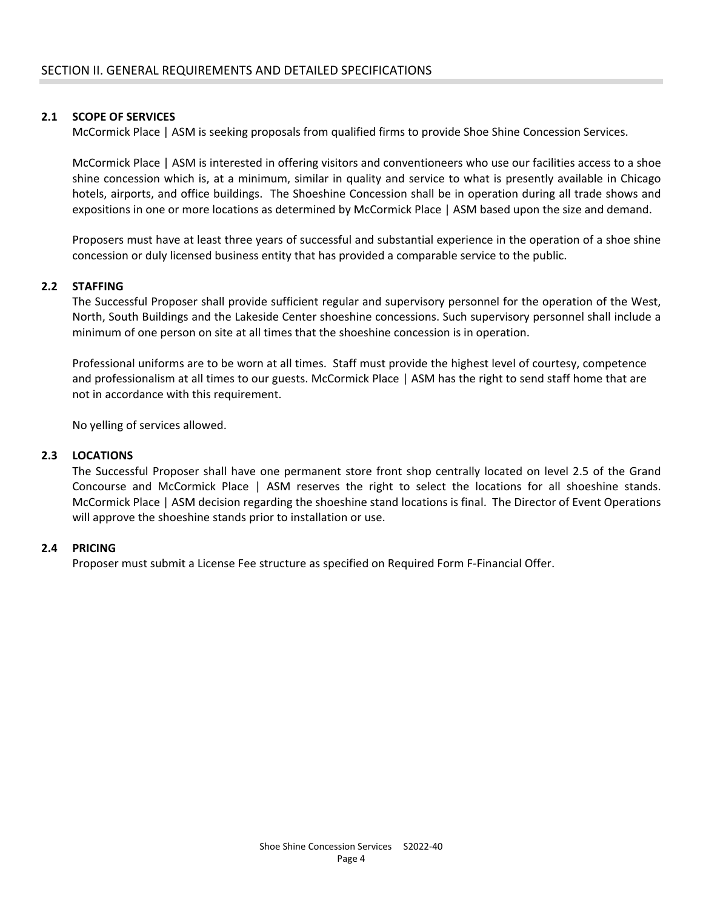# SECTION II. GENERAL REQUIREMENTS AND DETAILED SPECIFICATIONS

## 2.1 SCOPE OF SERVICES

McCormick Place | ASM is seeking proposals from qualified firms to provide Shoe Shine Concession Services.

McCormick Place | ASM is interested in offering visitors and conventioneers who use our facilities access to a shoe shine concession which is, at a minimum, similar in quality and service to what is presently available in Chicago hotels, airports, and office buildings. The Shoeshine Concession shall be in operation during all trade shows and expositions in one or more locations as determined by McCormick Place | ASM based upon the size and demand.

Proposers must have at least three years of successful and substantial experience in the operation of a shoe shine concession or duly licensed business entity that has provided a comparable service to the public.

## 2.2 STAFFING

The Successful Proposer shall provide sufficient regular and supervisory personnel for the operation of the West, North, South Buildings and the Lakeside Center shoeshine concessions. Such supervisory personnel shall include a minimum of one person on site at all times that the shoeshine concession is in operation.

Professional uniforms are to be worn at all times. Staff must provide the highest level of courtesy, competence and professionalism at all times to our guests. McCormick Place | ASM has the right to send staff home that are not in accordance with this requirement.

No yelling of services allowed.

## 2.3 LOCATIONS

The Successful Proposer shall have one permanent store front shop centrally located on level 2.5 of the Grand Concourse and McCormick Place | ASM reserves the right to select the locations for all shoeshine stands. McCormick Place | ASM decision regarding the shoeshine stand locations is final. The Director of Event Operations will approve the shoeshine stands prior to installation or use.

## 2.4 PRICING

Proposer must submit a License Fee structure as specified on Required Form F-Financial Offer.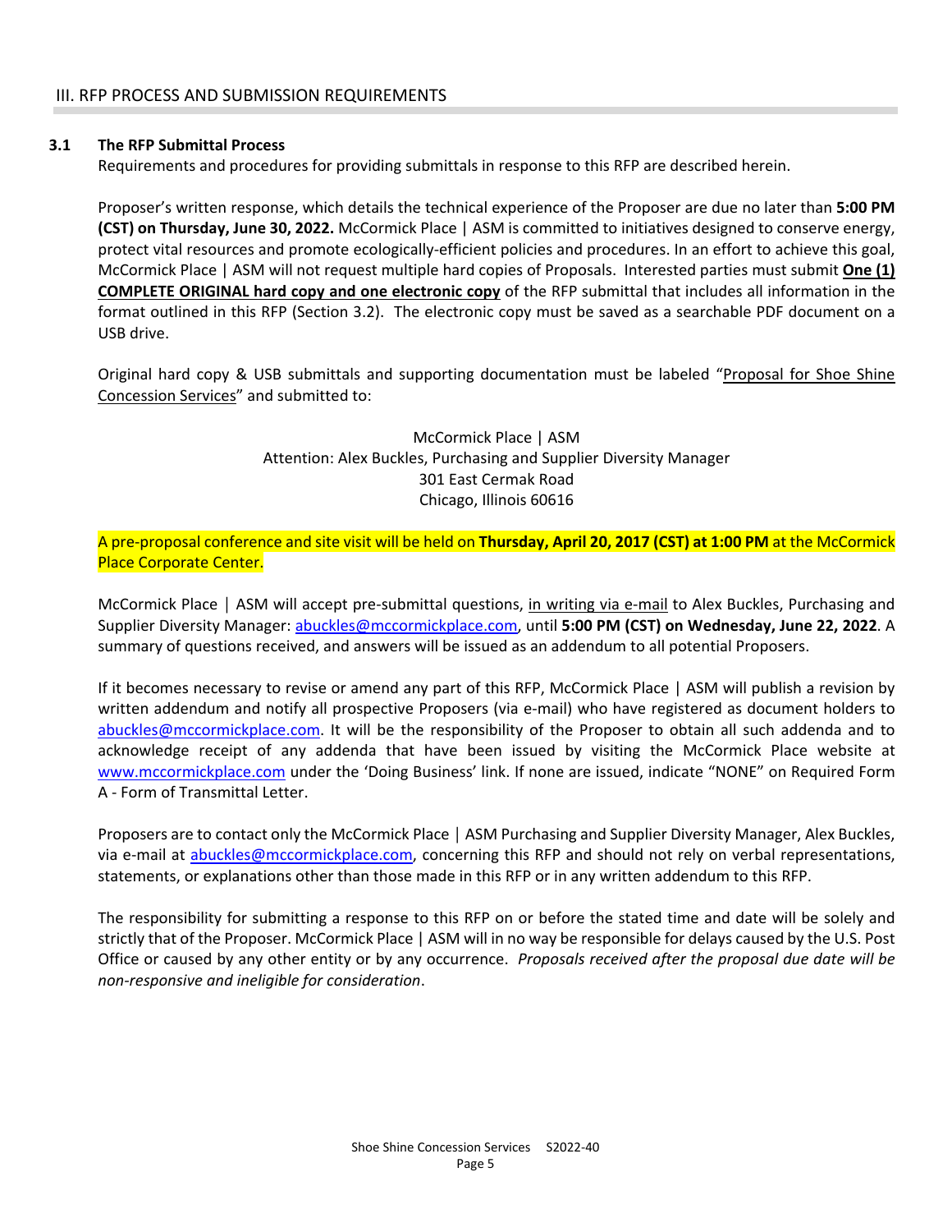## III. RFP PROCESS AND SUBMISSION REQUIREMENTS

### 3.1 The RFP Submittal Process

Requirements and procedures for providing submittals in response to this RFP are described herein.

Proposer's written response, which details the technical experience of the Proposer are due no later than **5:00 PM (CST) on Thursday, June 30, 2022.** McCormick Place | ASM is committed to initiatives designed to conserve energy, protect vital resources and promote ecologically-efficient policies and procedures. In an effort to achieve this goal, McCormick Place | ASM will not request multiple hard copies of Proposals. Interested parties must submit **<u>One (1) COMPLETE ORIGINAL hard copy and one electronic copy</u>** of the RFP submittal that includes all information in the format outlined in this RFP (Section 3.2). The electronic copy must be saved as a searchable PDF document on a USB drive.

Original hard copy & USB submittals and supporting documentation must be labeled "<u>Proposal for Shoe Shine Concession Services</u>" and submitted to:

McCormick Place | ASM
Attention: Alex Buckles, Purchasing and Supplier Diversity Manager
301 East Cermak Road
Chicago, Illinois 60616

A pre-proposal conference and site visit will be held on **Thursday, April 20, 2017 (CST) at 1:00 PM** at the McCormick Place Corporate Center.

McCormick Place | ASM will accept pre-submittal questions, <u>in writing via e-mail</u> to Alex Buckles, Purchasing and Supplier Diversity Manager: abuckles@mccormickplace.com, until **5:00 PM (CST) on Wednesday, June 22, 2022**. A summary of questions received, and answers will be issued as an addendum to all potential Proposers.

If it becomes necessary to revise or amend any part of this RFP, McCormick Place | ASM will publish a revision by written addendum and notify all prospective Proposers (via e-mail) who have registered as document holders to abuckles@mccormickplace.com. It will be the responsibility of the Proposer to obtain all such addenda and to acknowledge receipt of any addenda that have been issued by visiting the McCormick Place website at www.mccormickplace.com under the 'Doing Business' link. If none are issued, indicate "NONE" on Required Form A - Form of Transmittal Letter.

Proposers are to contact only the McCormick Place | ASM Purchasing and Supplier Diversity Manager, Alex Buckles, via e-mail at abuckles@mccormickplace.com, concerning this RFP and should not rely on verbal representations, statements, or explanations other than those made in this RFP or in any written addendum to this RFP.

The responsibility for submitting a response to this RFP on or before the stated time and date will be solely and strictly that of the Proposer. McCormick Place | ASM will in no way be responsible for delays caused by the U.S. Post Office or caused by any other entity or by any occurrence. *Proposals received after the proposal due date will be non-responsive and ineligible for consideration*.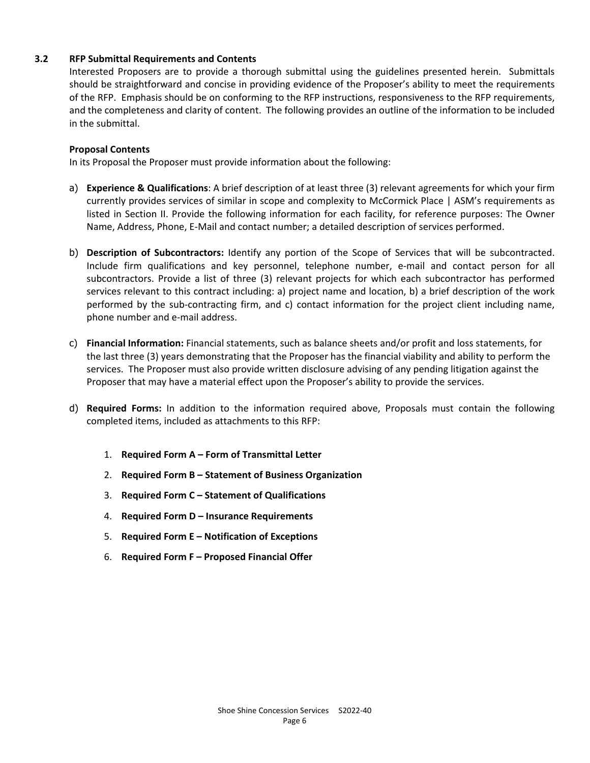### 3.2 RFP Submittal Requirements and Contents

Interested Proposers are to provide a thorough submittal using the guidelines presented herein. Submittals should be straightforward and concise in providing evidence of the Proposer's ability to meet the requirements of the RFP. Emphasis should be on conforming to the RFP instructions, responsiveness to the RFP requirements, and the completeness and clarity of content. The following provides an outline of the information to be included in the submittal.

**Proposal Contents**

In its Proposal the Proposer must provide information about the following:

a) **Experience & Qualifications**: A brief description of at least three (3) relevant agreements for which your firm currently provides services of similar in scope and complexity to McCormick Place | ASM's requirements as listed in Section II. Provide the following information for each facility, for reference purposes: The Owner Name, Address, Phone, E-Mail and contact number; a detailed description of services performed.

b) **Description of Subcontractors:** Identify any portion of the Scope of Services that will be subcontracted. Include firm qualifications and key personnel, telephone number, e-mail and contact person for all subcontractors. Provide a list of three (3) relevant projects for which each subcontractor has performed services relevant to this contract including: a) project name and location, b) a brief description of the work performed by the sub-contracting firm, and c) contact information for the project client including name, phone number and e-mail address.

c) **Financial Information:** Financial statements, such as balance sheets and/or profit and loss statements, for the last three (3) years demonstrating that the Proposer has the financial viability and ability to perform the services. The Proposer must also provide written disclosure advising of any pending litigation against the Proposer that may have a material effect upon the Proposer's ability to provide the services.

d) **Required Forms:** In addition to the information required above, Proposals must contain the following completed items, included as attachments to this RFP:

1. **Required Form A – Form of Transmittal Letter**
2. **Required Form B – Statement of Business Organization**
3. **Required Form C – Statement of Qualifications**
4. **Required Form D – Insurance Requirements**
5. **Required Form E – Notification of Exceptions**
6. **Required Form F – Proposed Financial Offer**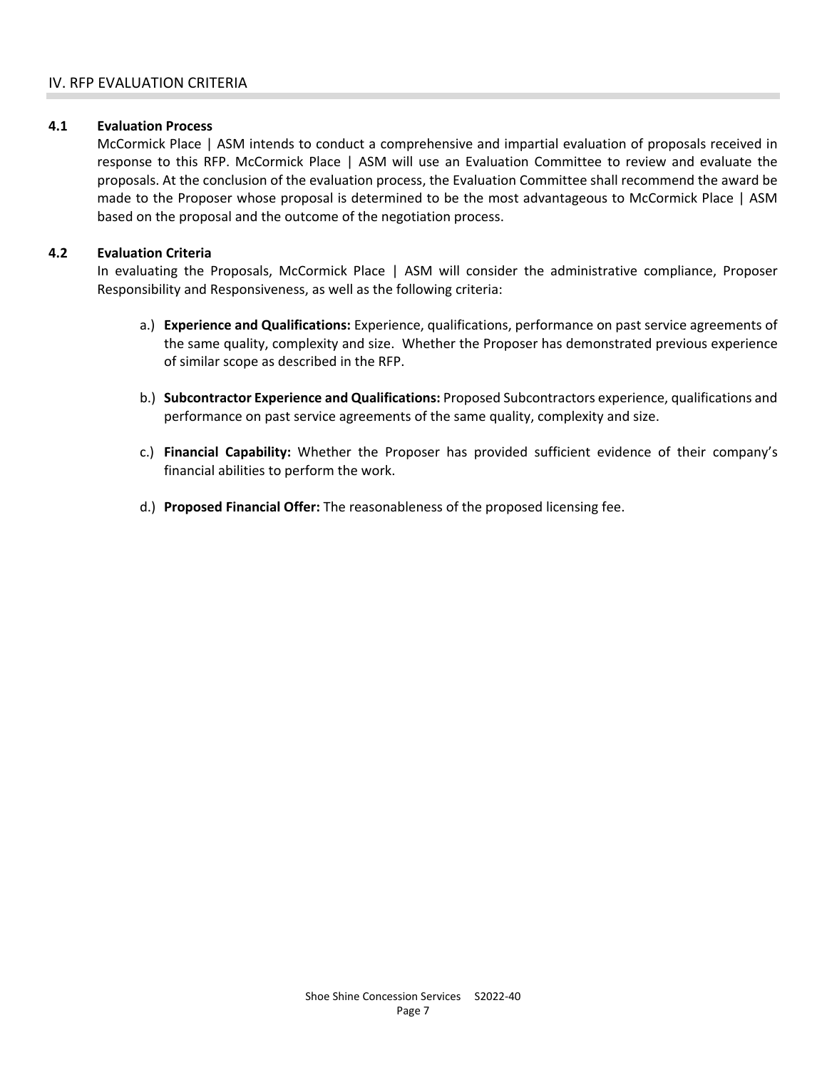## IV. RFP EVALUATION CRITERIA

### 4.1 Evaluation Process

McCormick Place | ASM intends to conduct a comprehensive and impartial evaluation of proposals received in response to this RFP. McCormick Place | ASM will use an Evaluation Committee to review and evaluate the proposals. At the conclusion of the evaluation process, the Evaluation Committee shall recommend the award be made to the Proposer whose proposal is determined to be the most advantageous to McCormick Place | ASM based on the proposal and the outcome of the negotiation process.

### 4.2 Evaluation Criteria

In evaluating the Proposals, McCormick Place | ASM will consider the administrative compliance, Proposer Responsibility and Responsiveness, as well as the following criteria:

a.) **Experience and Qualifications:** Experience, qualifications, performance on past service agreements of the same quality, complexity and size. Whether the Proposer has demonstrated previous experience of similar scope as described in the RFP.

b.) **Subcontractor Experience and Qualifications:** Proposed Subcontractors experience, qualifications and performance on past service agreements of the same quality, complexity and size.

c.) **Financial Capability:** Whether the Proposer has provided sufficient evidence of their company's financial abilities to perform the work.

d.) **Proposed Financial Offer:** The reasonableness of the proposed licensing fee.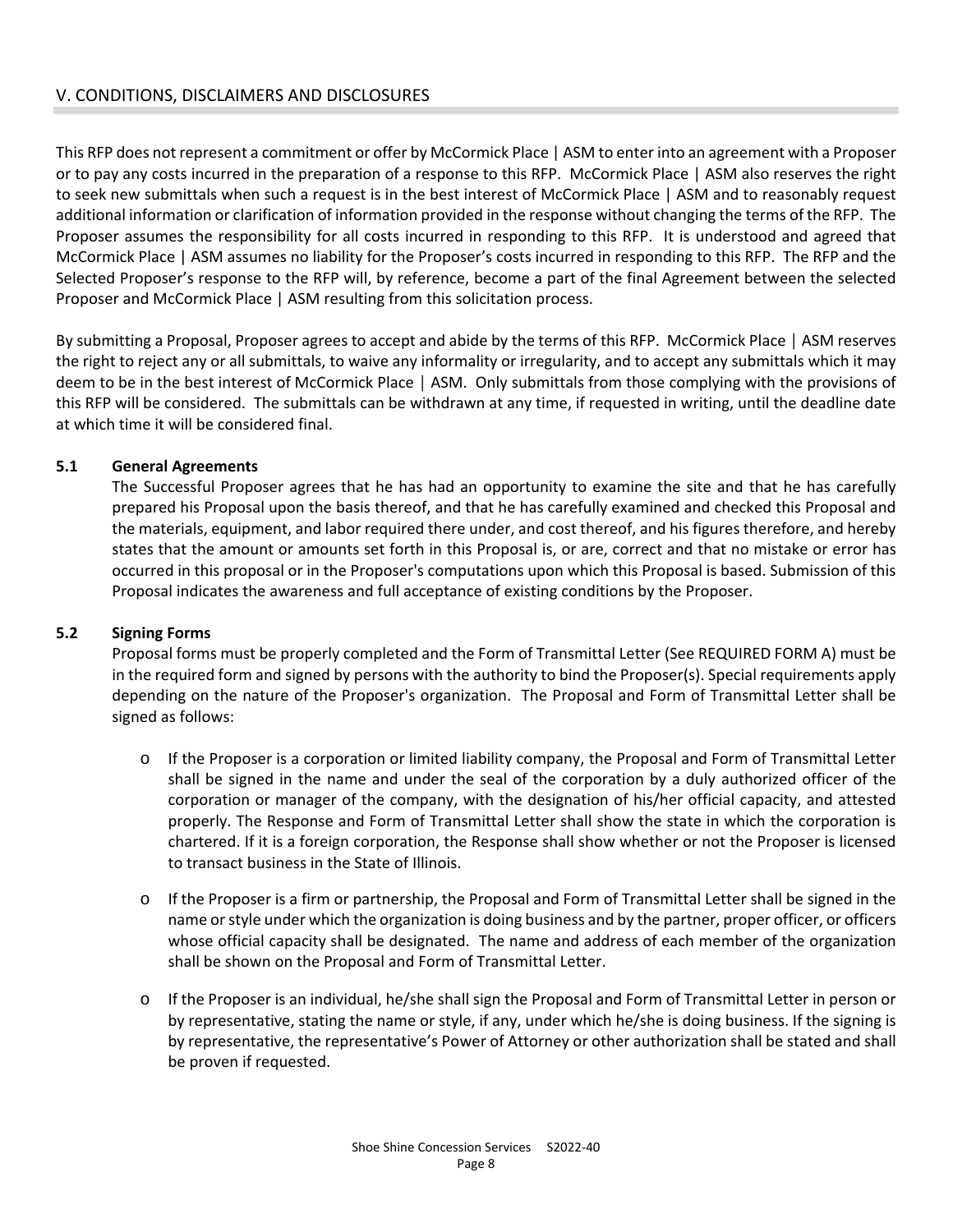## V. CONDITIONS, DISCLAIMERS AND DISCLOSURES

This RFP does not represent a commitment or offer by McCormick Place | ASM to enter into an agreement with a Proposer or to pay any costs incurred in the preparation of a response to this RFP. McCormick Place | ASM also reserves the right to seek new submittals when such a request is in the best interest of McCormick Place | ASM and to reasonably request additional information or clarification of information provided in the response without changing the terms of the RFP. The Proposer assumes the responsibility for all costs incurred in responding to this RFP. It is understood and agreed that McCormick Place | ASM assumes no liability for the Proposer's costs incurred in responding to this RFP. The RFP and the Selected Proposer's response to the RFP will, by reference, become a part of the final Agreement between the selected Proposer and McCormick Place | ASM resulting from this solicitation process.

By submitting a Proposal, Proposer agrees to accept and abide by the terms of this RFP. McCormick Place | ASM reserves the right to reject any or all submittals, to waive any informality or irregularity, and to accept any submittals which it may deem to be in the best interest of McCormick Place | ASM. Only submittals from those complying with the provisions of this RFP will be considered. The submittals can be withdrawn at any time, if requested in writing, until the deadline date at which time it will be considered final.

### 5.1 General Agreements

The Successful Proposer agrees that he has had an opportunity to examine the site and that he has carefully prepared his Proposal upon the basis thereof, and that he has carefully examined and checked this Proposal and the materials, equipment, and labor required there under, and cost thereof, and his figures therefore, and hereby states that the amount or amounts set forth in this Proposal is, or are, correct and that no mistake or error has occurred in this proposal or in the Proposer's computations upon which this Proposal is based. Submission of this Proposal indicates the awareness and full acceptance of existing conditions by the Proposer.

### 5.2 Signing Forms

Proposal forms must be properly completed and the Form of Transmittal Letter (See REQUIRED FORM A) must be in the required form and signed by persons with the authority to bind the Proposer(s). Special requirements apply depending on the nature of the Proposer's organization. The Proposal and Form of Transmittal Letter shall be signed as follows:

- If the Proposer is a corporation or limited liability company, the Proposal and Form of Transmittal Letter shall be signed in the name and under the seal of the corporation by a duly authorized officer of the corporation or manager of the company, with the designation of his/her official capacity, and attested properly. The Response and Form of Transmittal Letter shall show the state in which the corporation is chartered. If it is a foreign corporation, the Response shall show whether or not the Proposer is licensed to transact business in the State of Illinois.

- If the Proposer is a firm or partnership, the Proposal and Form of Transmittal Letter shall be signed in the name or style under which the organization is doing business and by the partner, proper officer, or officers whose official capacity shall be designated. The name and address of each member of the organization shall be shown on the Proposal and Form of Transmittal Letter.

- If the Proposer is an individual, he/she shall sign the Proposal and Form of Transmittal Letter in person or by representative, stating the name or style, if any, under which he/she is doing business. If the signing is by representative, the representative's Power of Attorney or other authorization shall be stated and shall be proven if requested.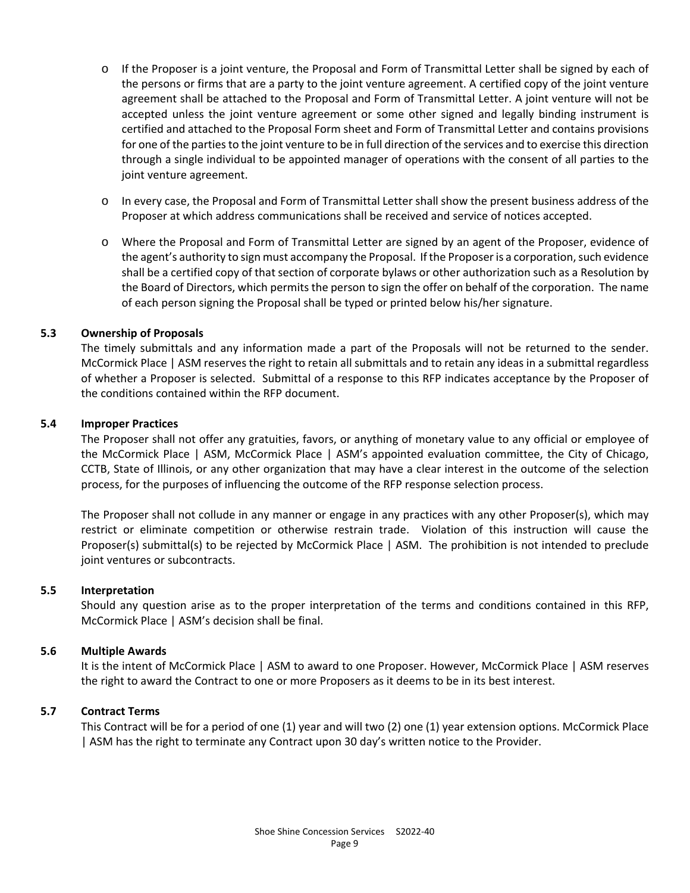- If the Proposer is a joint venture, the Proposal and Form of Transmittal Letter shall be signed by each of the persons or firms that are a party to the joint venture agreement. A certified copy of the joint venture agreement shall be attached to the Proposal and Form of Transmittal Letter. A joint venture will not be accepted unless the joint venture agreement or some other signed and legally binding instrument is certified and attached to the Proposal Form sheet and Form of Transmittal Letter and contains provisions for one of the parties to the joint venture to be in full direction of the services and to exercise this direction through a single individual to be appointed manager of operations with the consent of all parties to the joint venture agreement.
- In every case, the Proposal and Form of Transmittal Letter shall show the present business address of the Proposer at which address communications shall be received and service of notices accepted.
- Where the Proposal and Form of Transmittal Letter are signed by an agent of the Proposer, evidence of the agent's authority to sign must accompany the Proposal. If the Proposer is a corporation, such evidence shall be a certified copy of that section of corporate bylaws or other authorization such as a Resolution by the Board of Directors, which permits the person to sign the offer on behalf of the corporation. The name of each person signing the Proposal shall be typed or printed below his/her signature.

### 5.3 Ownership of Proposals

The timely submittals and any information made a part of the Proposals will not be returned to the sender. McCormick Place | ASM reserves the right to retain all submittals and to retain any ideas in a submittal regardless of whether a Proposer is selected. Submittal of a response to this RFP indicates acceptance by the Proposer of the conditions contained within the RFP document.

### 5.4 Improper Practices

The Proposer shall not offer any gratuities, favors, or anything of monetary value to any official or employee of the McCormick Place | ASM, McCormick Place | ASM's appointed evaluation committee, the City of Chicago, CCTB, State of Illinois, or any other organization that may have a clear interest in the outcome of the selection process, for the purposes of influencing the outcome of the RFP response selection process.

The Proposer shall not collude in any manner or engage in any practices with any other Proposer(s), which may restrict or eliminate competition or otherwise restrain trade. Violation of this instruction will cause the Proposer(s) submittal(s) to be rejected by McCormick Place | ASM. The prohibition is not intended to preclude joint ventures or subcontracts.

### 5.5 Interpretation

Should any question arise as to the proper interpretation of the terms and conditions contained in this RFP, McCormick Place | ASM's decision shall be final.

### 5.6 Multiple Awards

It is the intent of McCormick Place | ASM to award to one Proposer. However, McCormick Place | ASM reserves the right to award the Contract to one or more Proposers as it deems to be in its best interest.

### 5.7 Contract Terms

This Contract will be for a period of one (1) year and will two (2) one (1) year extension options. McCormick Place | ASM has the right to terminate any Contract upon 30 day's written notice to the Provider.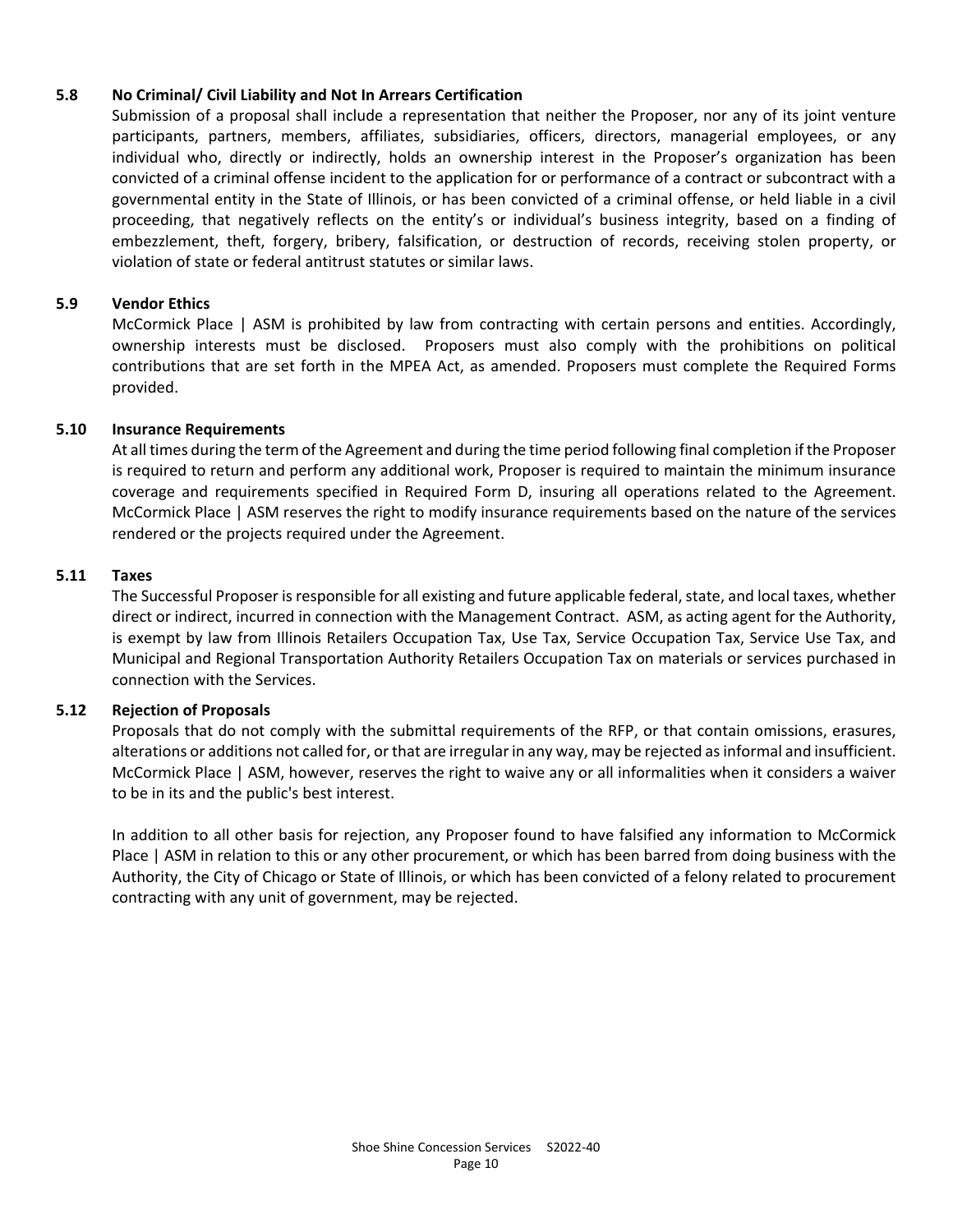### 5.8 No Criminal/ Civil Liability and Not In Arrears Certification

Submission of a proposal shall include a representation that neither the Proposer, nor any of its joint venture participants, partners, members, affiliates, subsidiaries, officers, directors, managerial employees, or any individual who, directly or indirectly, holds an ownership interest in the Proposer's organization has been convicted of a criminal offense incident to the application for or performance of a contract or subcontract with a governmental entity in the State of Illinois, or has been convicted of a criminal offense, or held liable in a civil proceeding, that negatively reflects on the entity's or individual's business integrity, based on a finding of embezzlement, theft, forgery, bribery, falsification, or destruction of records, receiving stolen property, or violation of state or federal antitrust statutes or similar laws.

### 5.9 Vendor Ethics

McCormick Place | ASM is prohibited by law from contracting with certain persons and entities. Accordingly, ownership interests must be disclosed. Proposers must also comply with the prohibitions on political contributions that are set forth in the MPEA Act, as amended. Proposers must complete the Required Forms provided.

### 5.10 Insurance Requirements

At all times during the term of the Agreement and during the time period following final completion if the Proposer is required to return and perform any additional work, Proposer is required to maintain the minimum insurance coverage and requirements specified in Required Form D, insuring all operations related to the Agreement. McCormick Place | ASM reserves the right to modify insurance requirements based on the nature of the services rendered or the projects required under the Agreement.

### 5.11 Taxes

The Successful Proposer is responsible for all existing and future applicable federal, state, and local taxes, whether direct or indirect, incurred in connection with the Management Contract. ASM, as acting agent for the Authority, is exempt by law from Illinois Retailers Occupation Tax, Use Tax, Service Occupation Tax, Service Use Tax, and Municipal and Regional Transportation Authority Retailers Occupation Tax on materials or services purchased in connection with the Services.

### 5.12 Rejection of Proposals

Proposals that do not comply with the submittal requirements of the RFP, or that contain omissions, erasures, alterations or additions not called for, or that are irregular in any way, may be rejected as informal and insufficient. McCormick Place | ASM, however, reserves the right to waive any or all informalities when it considers a waiver to be in its and the public's best interest.

In addition to all other basis for rejection, any Proposer found to have falsified any information to McCormick Place | ASM in relation to this or any other procurement, or which has been barred from doing business with the Authority, the City of Chicago or State of Illinois, or which has been convicted of a felony related to procurement contracting with any unit of government, may be rejected.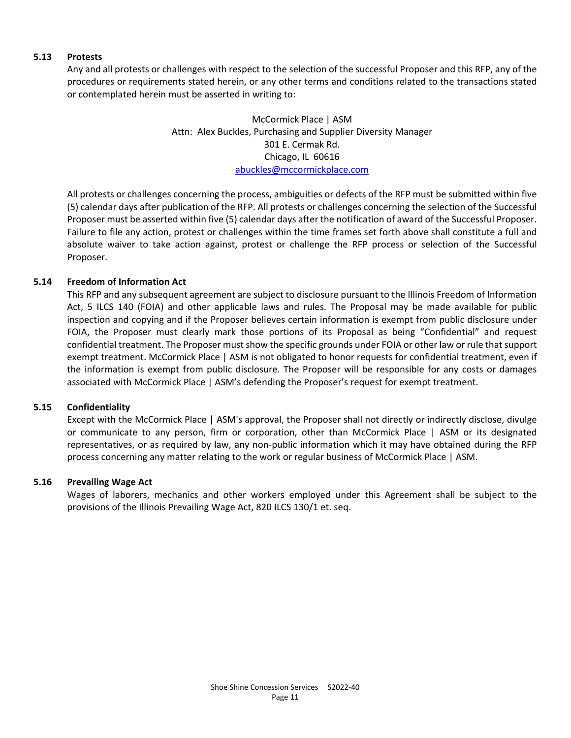### 5.13 Protests

Any and all protests or challenges with respect to the selection of the successful Proposer and this RFP, any of the procedures or requirements stated herein, or any other terms and conditions related to the transactions stated or contemplated herein must be asserted in writing to:

McCormick Place | ASM
Attn: Alex Buckles, Purchasing and Supplier Diversity Manager
301 E. Cermak Rd.
Chicago, IL 60616
abuckles@mccormickplace.com

All protests or challenges concerning the process, ambiguities or defects of the RFP must be submitted within five (5) calendar days after publication of the RFP. All protests or challenges concerning the selection of the Successful Proposer must be asserted within five (5) calendar days after the notification of award of the Successful Proposer. Failure to file any action, protest or challenges within the time frames set forth above shall constitute a full and absolute waiver to take action against, protest or challenge the RFP process or selection of the Successful Proposer.

### 5.14 Freedom of Information Act

This RFP and any subsequent agreement are subject to disclosure pursuant to the Illinois Freedom of Information Act, 5 ILCS 140 (FOIA) and other applicable laws and rules. The Proposal may be made available for public inspection and copying and if the Proposer believes certain information is exempt from public disclosure under FOIA, the Proposer must clearly mark those portions of its Proposal as being "Confidential" and request confidential treatment. The Proposer must show the specific grounds under FOIA or other law or rule that support exempt treatment. McCormick Place | ASM is not obligated to honor requests for confidential treatment, even if the information is exempt from public disclosure. The Proposer will be responsible for any costs or damages associated with McCormick Place | ASM's defending the Proposer's request for exempt treatment.

### 5.15 Confidentiality

Except with the McCormick Place | ASM's approval, the Proposer shall not directly or indirectly disclose, divulge or communicate to any person, firm or corporation, other than McCormick Place | ASM or its designated representatives, or as required by law, any non-public information which it may have obtained during the RFP process concerning any matter relating to the work or regular business of McCormick Place | ASM.

### 5.16 Prevailing Wage Act

Wages of laborers, mechanics and other workers employed under this Agreement shall be subject to the provisions of the Illinois Prevailing Wage Act, 820 ILCS 130/1 et. seq.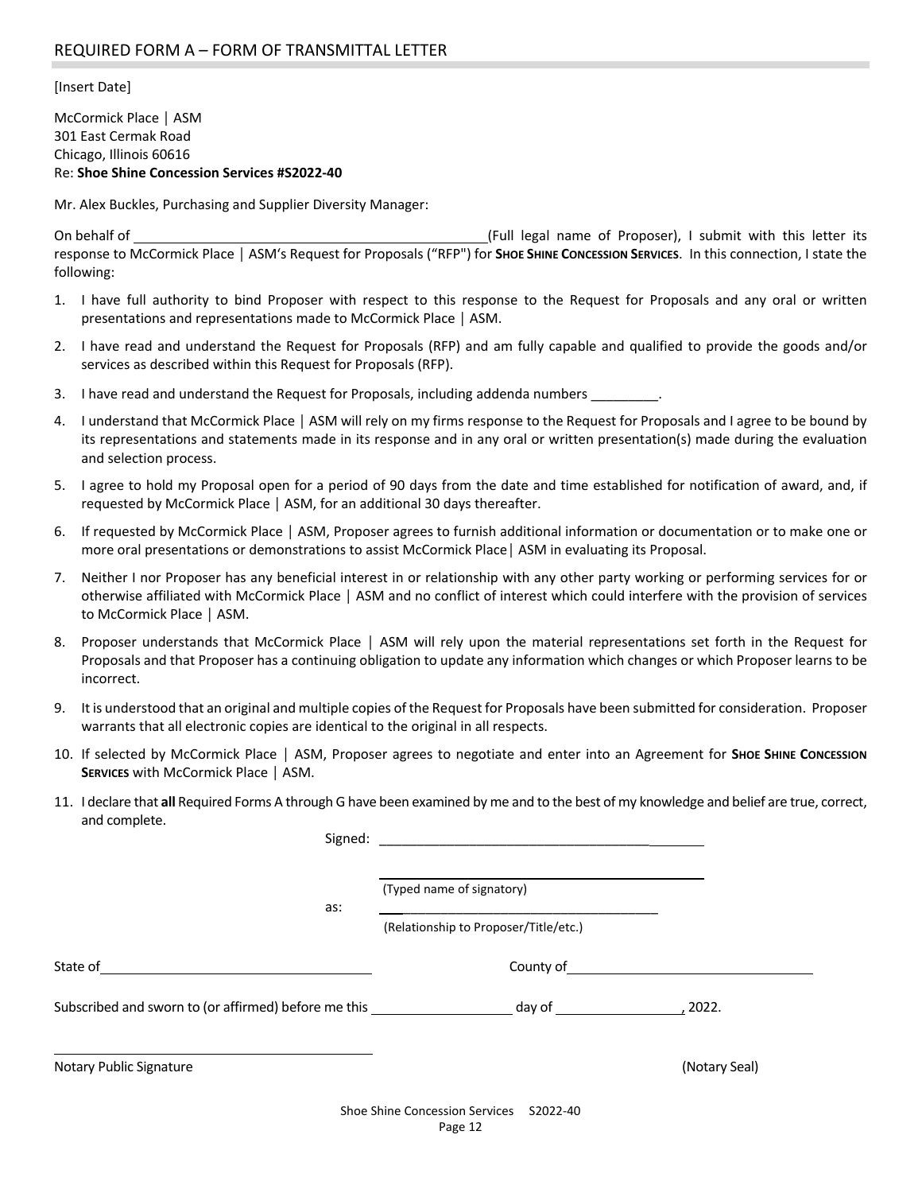## REQUIRED FORM A – FORM OF TRANSMITTAL LETTER

[Insert Date]

McCormick Place | ASM
301 East Cermak Road
Chicago, Illinois 60616
Re: **Shoe Shine Concession Services #S2022-40**

Mr. Alex Buckles, Purchasing and Supplier Diversity Manager:

On behalf of \_\_\_\_\_\_\_\_\_\_\_\_\_\_\_\_\_\_\_\_\_\_\_\_\_\_\_\_\_\_\_\_\_\_\_\_\_\_\_\_\_\_\_\_(Full legal name of Proposer), I submit with this letter its response to McCormick Place | ASM's Request for Proposals ("RFP") for **SHOE SHINE CONCESSION SERVICES**. In this connection, I state the following:

1. I have full authority to bind Proposer with respect to this response to the Request for Proposals and any oral or written presentations and representations made to McCormick Place | ASM.
2. I have read and understand the Request for Proposals (RFP) and am fully capable and qualified to provide the goods and/or services as described within this Request for Proposals (RFP).
3. I have read and understand the Request for Proposals, including addenda numbers \_\_\_\_\_\_\_\_\_.
4. I understand that McCormick Place | ASM will rely on my firms response to the Request for Proposals and I agree to be bound by its representations and statements made in its response and in any oral or written presentation(s) made during the evaluation and selection process.
5. I agree to hold my Proposal open for a period of 90 days from the date and time established for notification of award, and, if requested by McCormick Place | ASM, for an additional 30 days thereafter.
6. If requested by McCormick Place | ASM, Proposer agrees to furnish additional information or documentation or to make one or more oral presentations or demonstrations to assist McCormick Place| ASM in evaluating its Proposal.
7. Neither I nor Proposer has any beneficial interest in or relationship with any other party working or performing services for or otherwise affiliated with McCormick Place | ASM and no conflict of interest which could interfere with the provision of services to McCormick Place | ASM.
8. Proposer understands that McCormick Place | ASM will rely upon the material representations set forth in the Request for Proposals and that Proposer has a continuing obligation to update any information which changes or which Proposer learns to be incorrect.
9. It is understood that an original and multiple copies of the Request for Proposals have been submitted for consideration. Proposer warrants that all electronic copies are identical to the original in all respects.
10. If selected by McCormick Place | ASM, Proposer agrees to negotiate and enter into an Agreement for **SHOE SHINE CONCESSION SERVICES** with McCormick Place | ASM.
11. I declare that **all** Required Forms A through G have been examined by me and to the best of my knowledge and belief are true, correct, and complete.

Signed: \_\_\_\_\_\_\_\_\_\_\_\_\_\_\_\_\_\_\_\_\_\_\_\_\_\_\_\_\_\_\_\_\_\_\_\_\_\_\_\_\_\_\_

\_\_\_\_\_\_\_\_\_\_\_\_\_\_\_\_\_\_\_\_\_\_\_\_\_\_\_\_\_\_\_\_\_\_\_\_\_\_\_\_\_\_\_
(Typed name of signatory)

as: \_\_\_\_\_\_\_\_\_\_\_\_\_\_\_\_\_\_\_\_\_\_\_\_\_\_\_\_\_\_\_\_\_\_\_\_\_\_\_\_\_\_\_
(Relationship to Proposer/Title/etc.)

State of \_\_\_\_\_\_\_\_\_\_\_\_\_\_\_\_\_\_\_\_\_\_\_\_\_\_\_\_\_\_\_\_ County of \_\_\_\_\_\_\_\_\_\_\_\_\_\_\_\_\_\_\_\_\_\_\_\_\_\_\_\_\_\_\_\_

Subscribed and sworn to (or affirmed) before me this \_\_\_\_\_\_\_\_\_\_\_\_\_\_\_\_\_ day of \_\_\_\_\_\_\_\_\_\_\_\_\_\_\_\_, 2022.

\_\_\_\_\_\_\_\_\_\_\_\_\_\_\_\_\_\_\_\_\_\_\_\_\_\_\_\_\_\_\_\_\_\_\_\_\_\_\_\_\_\_\_
Notary Public Signature (Notary Seal)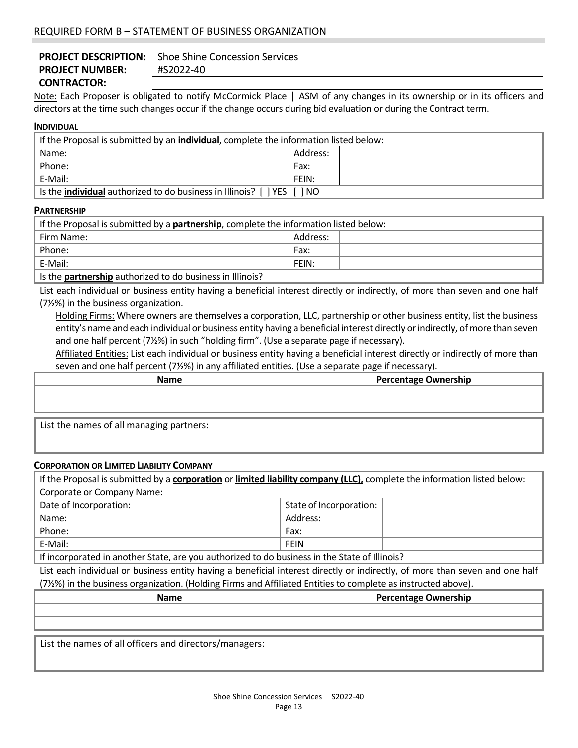## REQUIRED FORM B – STATEMENT OF BUSINESS ORGANIZATION

**PROJECT DESCRIPTION:** Shoe Shine Concession Services
**PROJECT NUMBER:** #S2022-40
**CONTRACTOR:**

Note: Each Proposer is obligated to notify McCormick Place | ASM of any changes in its ownership or in its officers and directors at the time such changes occur if the change occurs during bid evaluation or during the Contract term.

### INDIVIDUAL

| If the Proposal is submitted by an **individual**, complete the information listed below: | | | |
|---|---|---|---|
| Name: | | Address: | |
| Phone: | | Fax: | |
| E-Mail: | | FEIN: | |
| Is the **individual** authorized to do business in Illinois? [ ] YES [ ] NO | | | |

### PARTNERSHIP

| If the Proposal is submitted by a **partnership**, complete the information listed below: | | | |
|---|---|---|---|
| Firm Name: | | Address: | |
| Phone: | | Fax: | |
| E-Mail: | | FEIN: | |
| Is the **partnership** authorized to do business in Illinois? | | | |

List each individual or business entity having a beneficial interest directly or indirectly, of more than seven and one half (7½%) in the business organization.

Holding Firms: Where owners are themselves a corporation, LLC, partnership or other business entity, list the business entity's name and each individual or business entity having a beneficial interest directly or indirectly, of more than seven and one half percent (7½%) in such "holding firm". (Use a separate page if necessary).

Affiliated Entities: List each individual or business entity having a beneficial interest directly or indirectly of more than seven and one half percent (7½%) in any affiliated entities. (Use a separate page if necessary).

| Name | Percentage Ownership |
|---|---|
| | |
| | |

List the names of all managing partners:

### CORPORATION OR LIMITED LIABILITY COMPANY

| If the Proposal is submitted by a **corporation** or **limited liability company (LLC),** complete the information listed below: | | | |
|---|---|---|---|
| Corporate or Company Name: | | | |
| Date of Incorporation: | | State of Incorporation: | |
| Name: | | Address: | |
| Phone: | | Fax: | |
| E-Mail: | | FEIN | |
| If incorporated in another State, are you authorized to do business in the State of Illinois? | | | |

List each individual or business entity having a beneficial interest directly or indirectly, of more than seven and one half (7½%) in the business organization. (Holding Firms and Affiliated Entities to complete as instructed above).

| Name | Percentage Ownership |
|---|---|
| | |
| | |

List the names of all officers and directors/managers: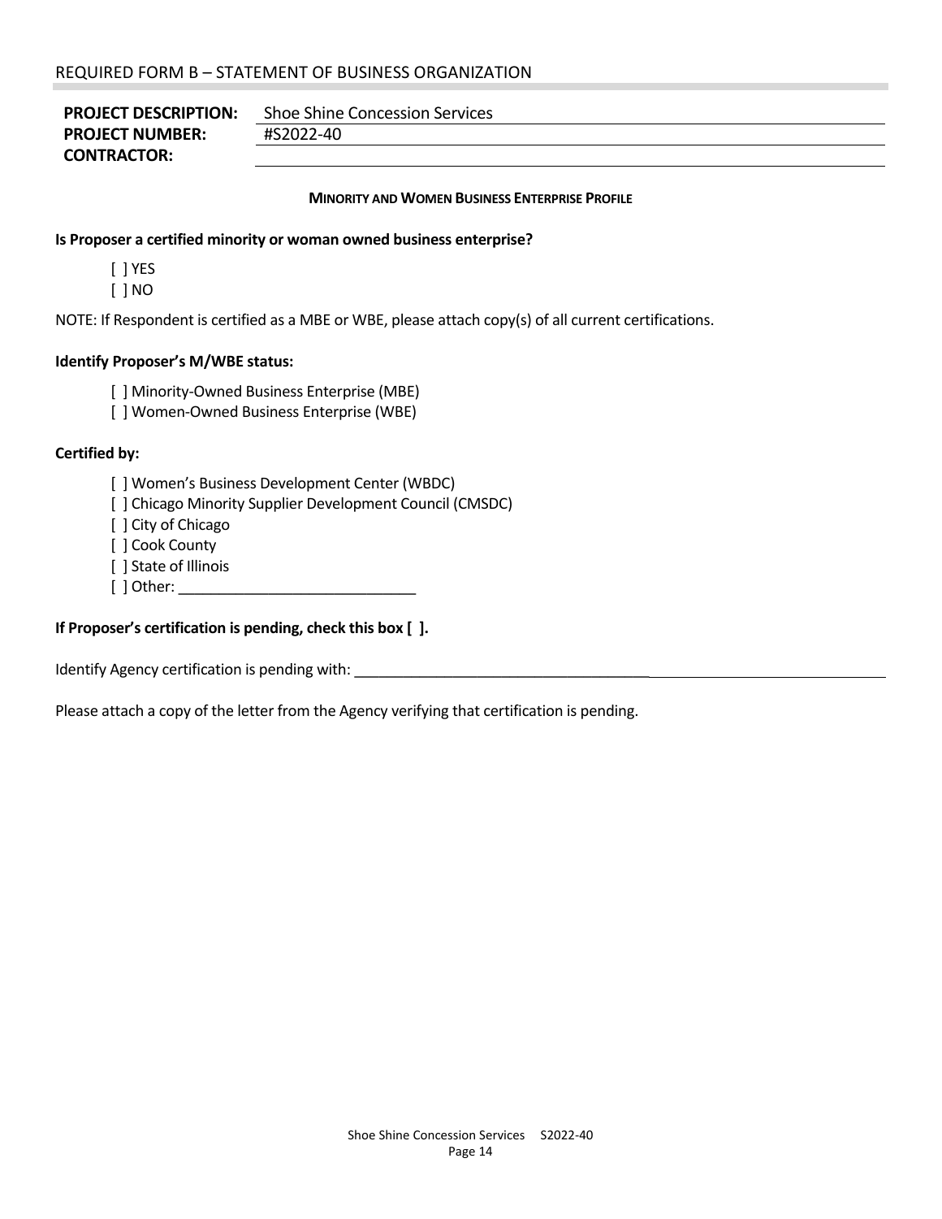## REQUIRED FORM B – STATEMENT OF BUSINESS ORGANIZATION

**PROJECT DESCRIPTION:** Shoe Shine Concession Services
**PROJECT NUMBER:** #S2022-40
**CONTRACTOR:** ______________________________

### MINORITY AND WOMEN BUSINESS ENTERPRISE PROFILE

**Is Proposer a certified minority or woman owned business enterprise?**

[ ] YES
[ ] NO

NOTE: If Respondent is certified as a MBE or WBE, please attach copy(s) of all current certifications.

**Identify Proposer's M/WBE status:**

[ ] Minority-Owned Business Enterprise (MBE)
[ ] Women-Owned Business Enterprise (WBE)

**Certified by:**

[ ] Women's Business Development Center (WBDC)
[ ] Chicago Minority Supplier Development Council (CMSDC)
[ ] City of Chicago
[ ] Cook County
[ ] State of Illinois
[ ] Other: ______________________________

**If Proposer's certification is pending, check this box [ ].**

Identify Agency certification is pending with: ______________________________

Please attach a copy of the letter from the Agency verifying that certification is pending.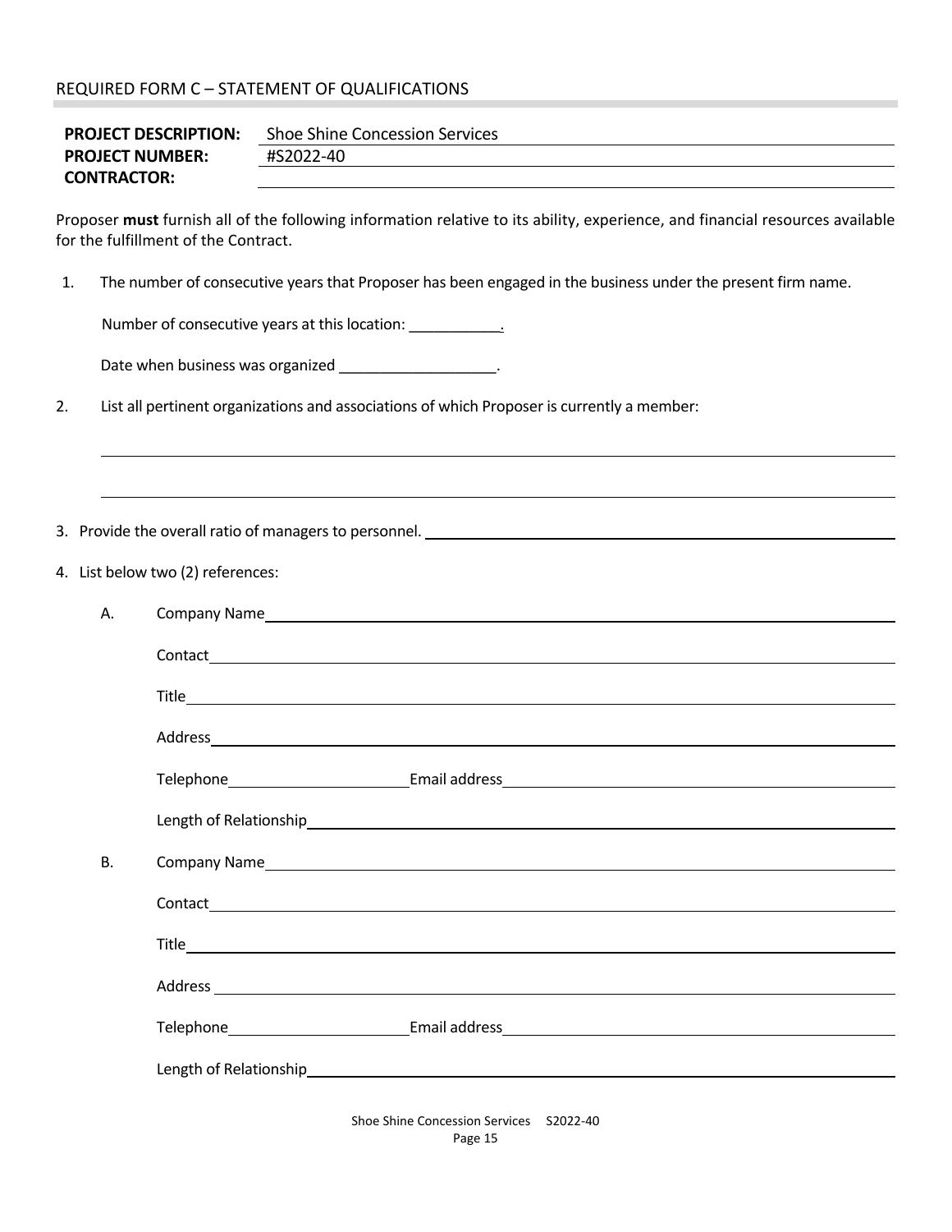## REQUIRED FORM C – STATEMENT OF QUALIFICATIONS

**PROJECT DESCRIPTION:** Shoe Shine Concession Services
**PROJECT NUMBER:** #S2022-40
**CONTRACTOR:** ____________________

Proposer **must** furnish all of the following information relative to its ability, experience, and financial resources available for the fulfillment of the Contract.

1. The number of consecutive years that Proposer has been engaged in the business under the present firm name.

   Number of consecutive years at this location: ___________.

   Date when business was organized ___________________.

2. List all pertinent organizations and associations of which Proposer is currently a member:

   ______________________________________________________________________

   ______________________________________________________________________

3. Provide the overall ratio of managers to personnel. ____________________

4. List below two (2) references:

   A. Company Name ____________________

      Contact ____________________

      Title ____________________

      Address ____________________

      Telephone ____________________ Email address ____________________

      Length of Relationship ____________________

   B. Company Name ____________________

      Contact ____________________

      Title ____________________

      Address ____________________

      Telephone ____________________ Email address ____________________

      Length of Relationship ____________________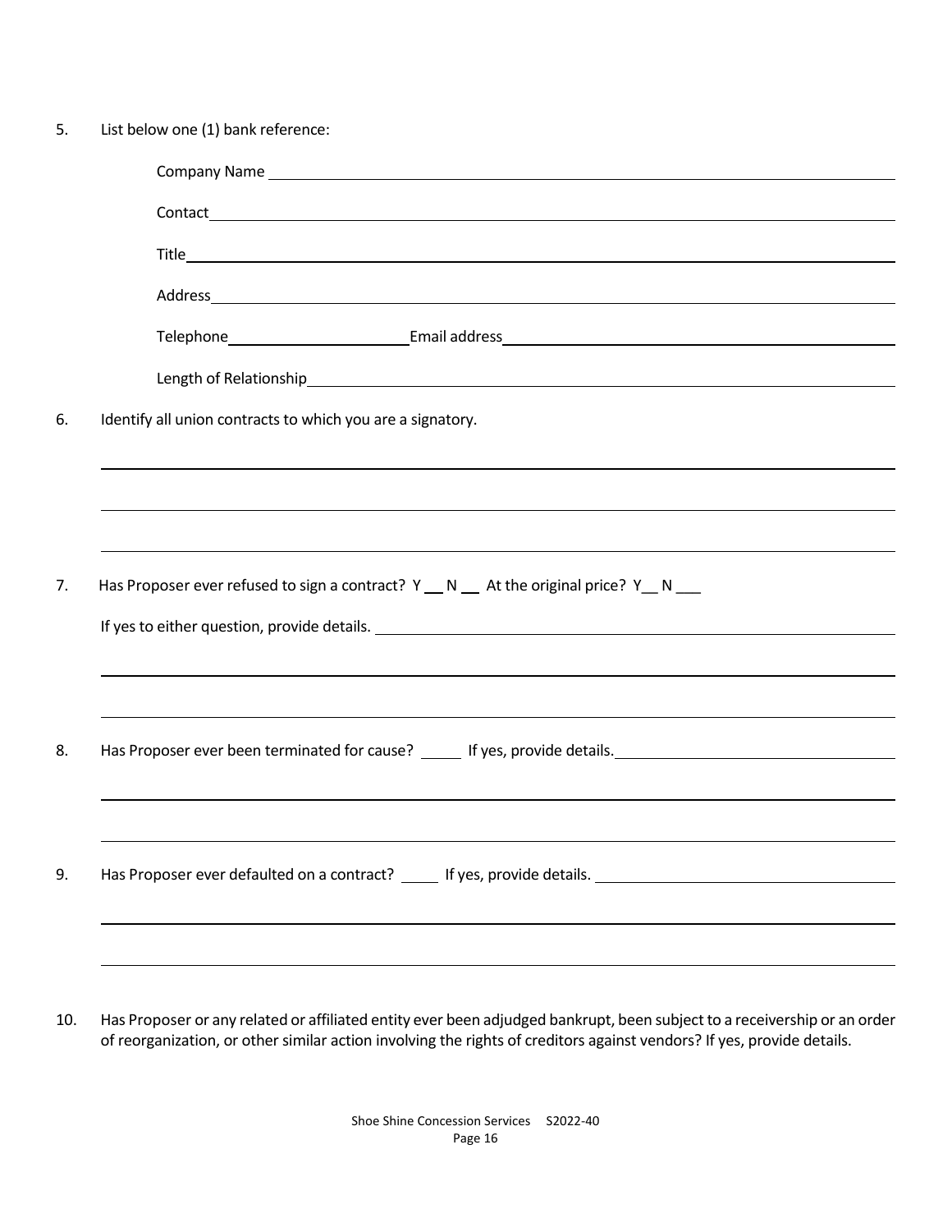5. List below one (1) bank reference:

   Company Name ____________________________________________

   Contact ____________________________________________

   Title ____________________________________________

   Address ____________________________________________

   Telephone ______________________ Email address ______________________

   Length of Relationship ____________________________________________

6. Identify all union contracts to which you are a signatory.

   ____________________________________________

   ____________________________________________

   ____________________________________________

7. Has Proposer ever refused to sign a contract? Y __ N __ At the original price? Y__ N ___

   If yes to either question, provide details. ____________________________________________

   ____________________________________________

   ____________________________________________

8. Has Proposer ever been terminated for cause? _____ If yes, provide details. ______________________

   ____________________________________________

   ____________________________________________

9. Has Proposer ever defaulted on a contract? _____ If yes, provide details. ______________________

   ____________________________________________

   ____________________________________________

10. Has Proposer or any related or affiliated entity ever been adjudged bankrupt, been subject to a receivership or an order of reorganization, or other similar action involving the rights of creditors against vendors? If yes, provide details.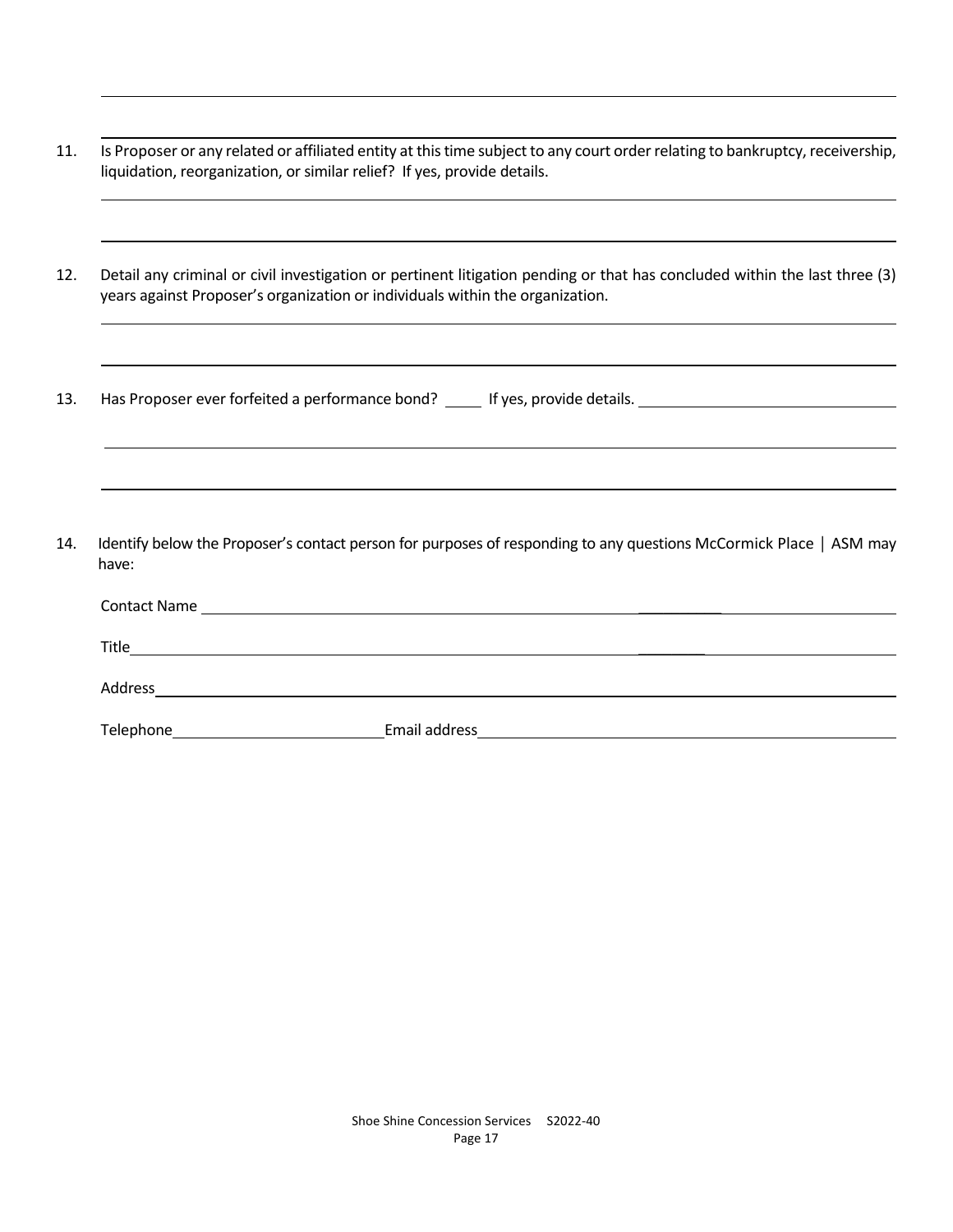11. Is Proposer or any related or affiliated entity at this time subject to any court order relating to bankruptcy, receivership, liquidation, reorganization, or similar relief? If yes, provide details.

12. Detail any criminal or civil investigation or pertinent litigation pending or that has concluded within the last three (3) years against Proposer's organization or individuals within the organization.

13. Has Proposer ever forfeited a performance bond? _____ If yes, provide details. _______________

14. Identify below the Proposer's contact person for purposes of responding to any questions McCormick Place | ASM may have:

Contact Name _______________

Title _______________

Address _______________

Telephone _______________ Email address _______________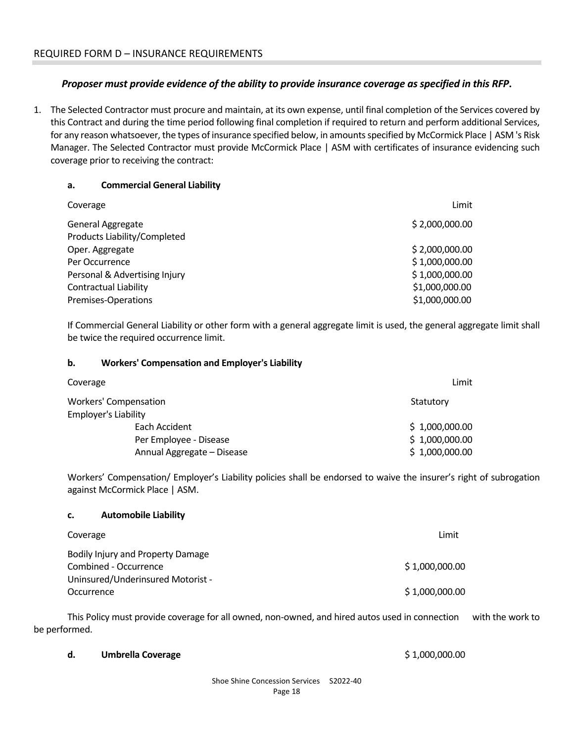## REQUIRED FORM D – INSURANCE REQUIREMENTS

***Proposer must provide evidence of the ability to provide insurance coverage as specified in this RFP.***

1. The Selected Contractor must procure and maintain, at its own expense, until final completion of the Services covered by this Contract and during the time period following final completion if required to return and perform additional Services, for any reason whatsoever, the types of insurance specified below, in amounts specified by McCormick Place | ASM 's Risk Manager. The Selected Contractor must provide McCormick Place | ASM with certificates of insurance evidencing such coverage prior to receiving the contract:

   **a. Commercial General Liability**

   | Coverage | Limit |
   |---|---|
   | General Aggregate | $ 2,000,000.00 |
   | Products Liability/Completed Oper. Aggregate | $ 2,000,000.00 |
   | Per Occurrence | $ 1,000,000.00 |
   | Personal & Advertising Injury | $ 1,000,000.00 |
   | Contractual Liability | $1,000,000.00 |
   | Premises-Operations | $1,000,000.00 |

   If Commercial General Liability or other form with a general aggregate limit is used, the general aggregate limit shall be twice the required occurrence limit.

   **b. Workers' Compensation and Employer's Liability**

   | Coverage | Limit |
   |---|---|
   | Workers' Compensation | Statutory |
   | Employer's Liability | |
   | Each Accident | $ 1,000,000.00 |
   | Per Employee - Disease | $ 1,000,000.00 |
   | Annual Aggregate – Disease | $ 1,000,000.00 |

   Workers' Compensation/ Employer's Liability policies shall be endorsed to waive the insurer's right of subrogation against McCormick Place | ASM.

   **c. Automobile Liability**

   | Coverage | Limit |
   |---|---|
   | Bodily Injury and Property Damage Combined - Occurrence | $ 1,000,000.00 |
   | Uninsured/Underinsured Motorist - Occurrence | $ 1,000,000.00 |

   This Policy must provide coverage for all owned, non-owned, and hired autos used in connection with the work to be performed.

   **d. Umbrella Coverage** $ 1,000,000.00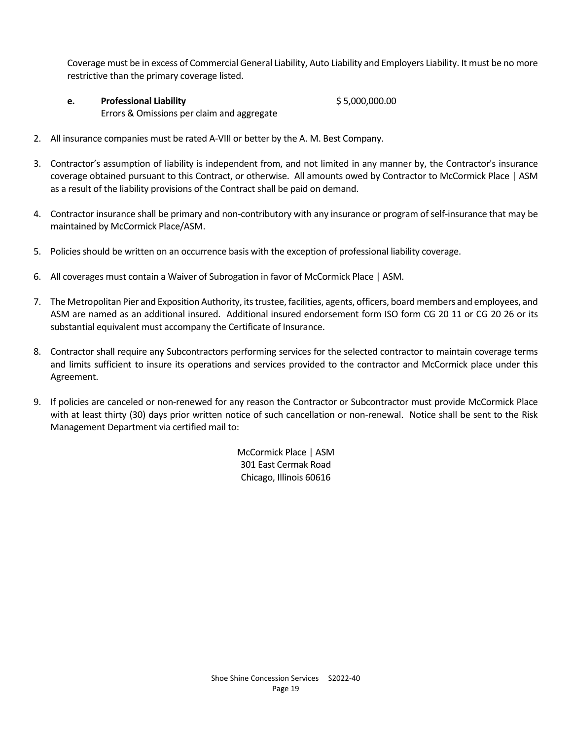Coverage must be in excess of Commercial General Liability, Auto Liability and Employers Liability. It must be no more restrictive than the primary coverage listed.

e. **Professional Liability** $ 5,000,000.00
   Errors & Omissions per claim and aggregate

2. All insurance companies must be rated A-VIII or better by the A. M. Best Company.

3. Contractor's assumption of liability is independent from, and not limited in any manner by, the Contractor's insurance coverage obtained pursuant to this Contract, or otherwise. All amounts owed by Contractor to McCormick Place | ASM as a result of the liability provisions of the Contract shall be paid on demand.

4. Contractor insurance shall be primary and non-contributory with any insurance or program of self-insurance that may be maintained by McCormick Place/ASM.

5. Policies should be written on an occurrence basis with the exception of professional liability coverage.

6. All coverages must contain a Waiver of Subrogation in favor of McCormick Place | ASM.

7. The Metropolitan Pier and Exposition Authority, its trustee, facilities, agents, officers, board members and employees, and ASM are named as an additional insured. Additional insured endorsement form ISO form CG 20 11 or CG 20 26 or its substantial equivalent must accompany the Certificate of Insurance.

8. Contractor shall require any Subcontractors performing services for the selected contractor to maintain coverage terms and limits sufficient to insure its operations and services provided to the contractor and McCormick place under this Agreement.

9. If policies are canceled or non-renewed for any reason the Contractor or Subcontractor must provide McCormick Place with at least thirty (30) days prior written notice of such cancellation or non-renewal. Notice shall be sent to the Risk Management Department via certified mail to:

McCormick Place | ASM
301 East Cermak Road
Chicago, Illinois 60616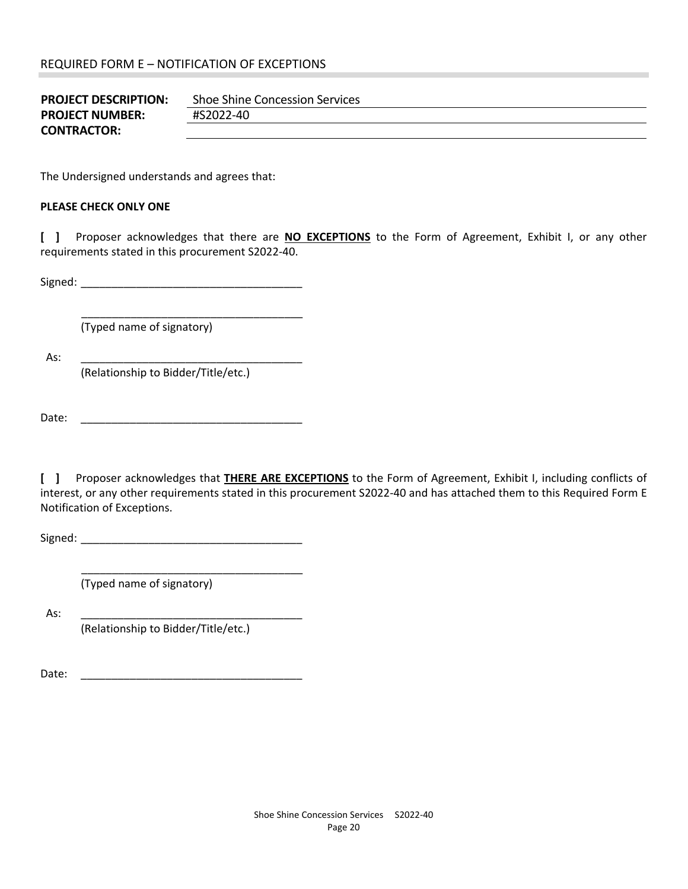## REQUIRED FORM E – NOTIFICATION OF EXCEPTIONS

**PROJECT DESCRIPTION:** Shoe Shine Concession Services
**PROJECT NUMBER:** #S2022-40
**CONTRACTOR:** ____________________

The Undersigned understands and agrees that:

**PLEASE CHECK ONLY ONE**

**[ ]** Proposer acknowledges that there are **NO EXCEPTIONS** to the Form of Agreement, Exhibit I, or any other requirements stated in this procurement S2022-40.

Signed: ____________________________________

____________________________________
(Typed name of signatory)

As: ____________________________________
(Relationship to Bidder/Title/etc.)

Date: ____________________________________

**[ ]** Proposer acknowledges that **THERE ARE EXCEPTIONS** to the Form of Agreement, Exhibit I, including conflicts of interest, or any other requirements stated in this procurement S2022-40 and has attached them to this Required Form E Notification of Exceptions.

Signed: ____________________________________

____________________________________
(Typed name of signatory)

As: ____________________________________
(Relationship to Bidder/Title/etc.)

Date: ____________________________________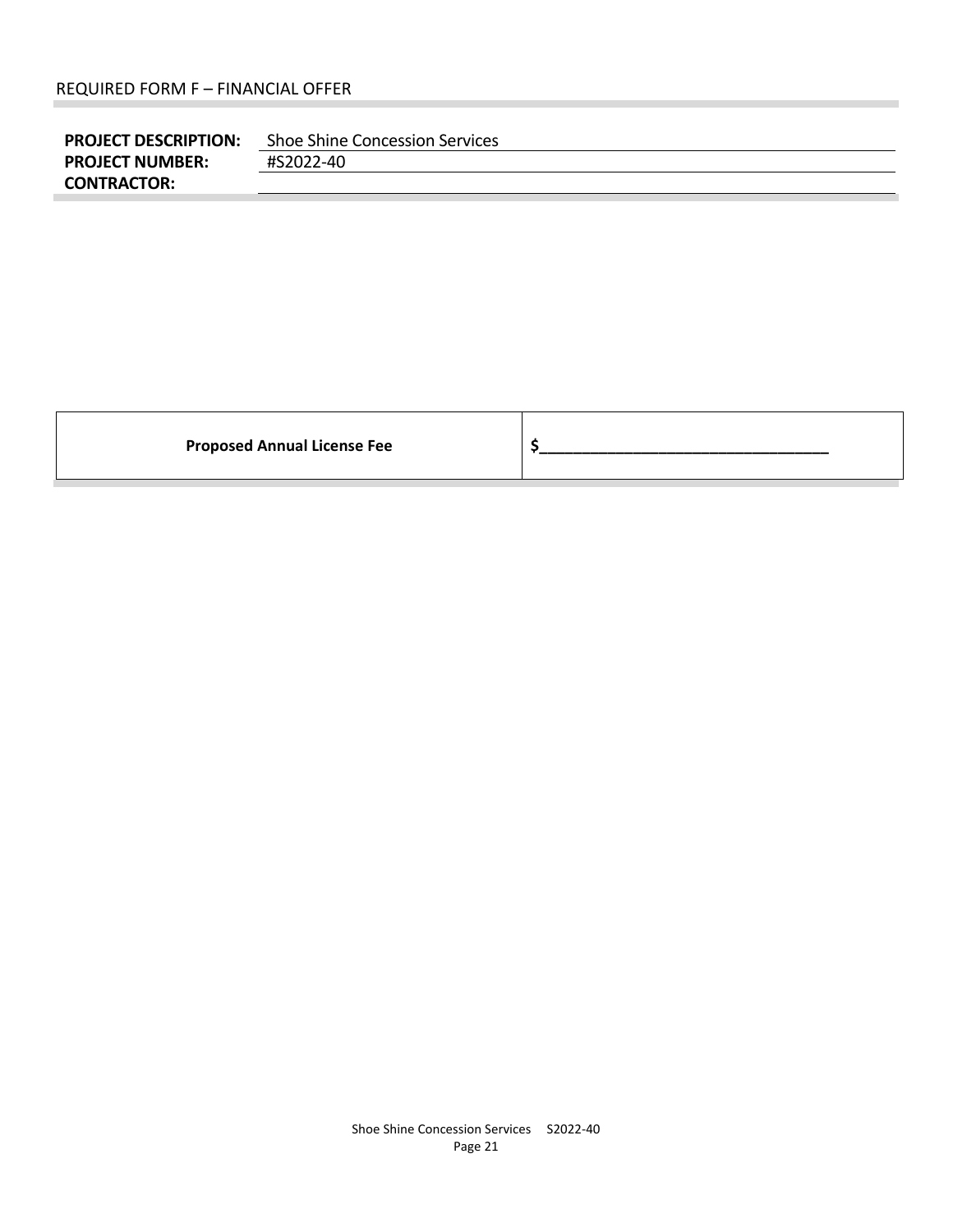REQUIRED FORM F – FINANCIAL OFFER

| | |
|---|---|
| **PROJECT DESCRIPTION:** | Shoe Shine Concession Services |
| **PROJECT NUMBER:** | #S2022-40 |
| **CONTRACTOR:** | |

| **Proposed Annual License Fee** | **$________________________________** |
|---|---|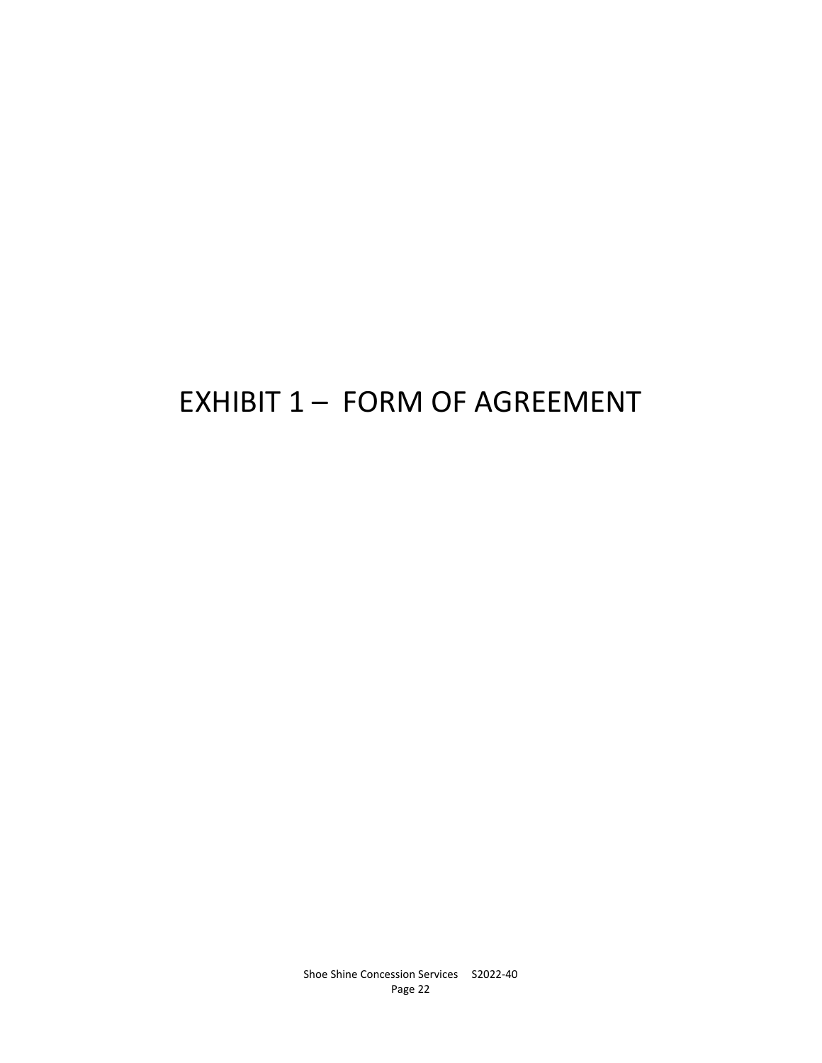# EXHIBIT 1 – FORM OF AGREEMENT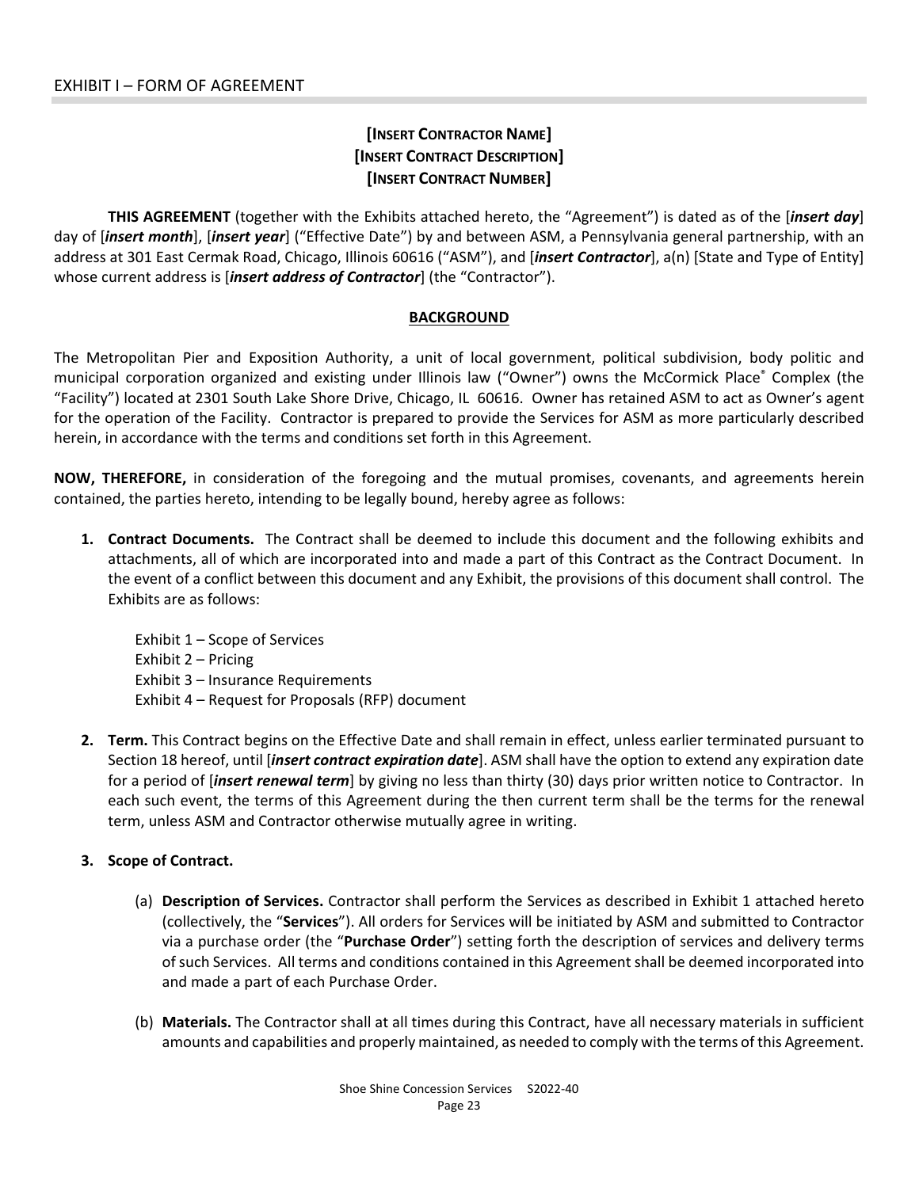EXHIBIT I – FORM OF AGREEMENT

**[INSERT CONTRACTOR NAME]**
**[INSERT CONTRACT DESCRIPTION]**
**[INSERT CONTRACT NUMBER]**

**THIS AGREEMENT** (together with the Exhibits attached hereto, the "Agreement") is dated as of the [***insert day***] day of [***insert month***], [***insert year***] ("Effective Date") by and between ASM, a Pennsylvania general partnership, with an address at 301 East Cermak Road, Chicago, Illinois 60616 ("ASM"), and [***insert Contractor***], a(n) [State and Type of Entity] whose current address is [***insert address of Contractor***] (the "Contractor").

**BACKGROUND**

The Metropolitan Pier and Exposition Authority, a unit of local government, political subdivision, body politic and municipal corporation organized and existing under Illinois law ("Owner") owns the McCormick Place® Complex (the "Facility") located at 2301 South Lake Shore Drive, Chicago, IL 60616. Owner has retained ASM to act as Owner's agent for the operation of the Facility. Contractor is prepared to provide the Services for ASM as more particularly described herein, in accordance with the terms and conditions set forth in this Agreement.

**NOW, THEREFORE,** in consideration of the foregoing and the mutual promises, covenants, and agreements herein contained, the parties hereto, intending to be legally bound, hereby agree as follows:

1. **Contract Documents.** The Contract shall be deemed to include this document and the following exhibits and attachments, all of which are incorporated into and made a part of this Contract as the Contract Document. In the event of a conflict between this document and any Exhibit, the provisions of this document shall control. The Exhibits are as follows:

   Exhibit 1 – Scope of Services
   Exhibit 2 – Pricing
   Exhibit 3 – Insurance Requirements
   Exhibit 4 – Request for Proposals (RFP) document

2. **Term.** This Contract begins on the Effective Date and shall remain in effect, unless earlier terminated pursuant to Section 18 hereof, until [***insert contract expiration date***]. ASM shall have the option to extend any expiration date for a period of [***insert renewal term***] by giving no less than thirty (30) days prior written notice to Contractor. In each such event, the terms of this Agreement during the then current term shall be the terms for the renewal term, unless ASM and Contractor otherwise mutually agree in writing.

3. **Scope of Contract.**

   (a) **Description of Services.** Contractor shall perform the Services as described in Exhibit 1 attached hereto (collectively, the "**Services**"). All orders for Services will be initiated by ASM and submitted to Contractor via a purchase order (the "**Purchase Order**") setting forth the description of services and delivery terms of such Services. All terms and conditions contained in this Agreement shall be deemed incorporated into and made a part of each Purchase Order.

   (b) **Materials.** The Contractor shall at all times during this Contract, have all necessary materials in sufficient amounts and capabilities and properly maintained, as needed to comply with the terms of this Agreement.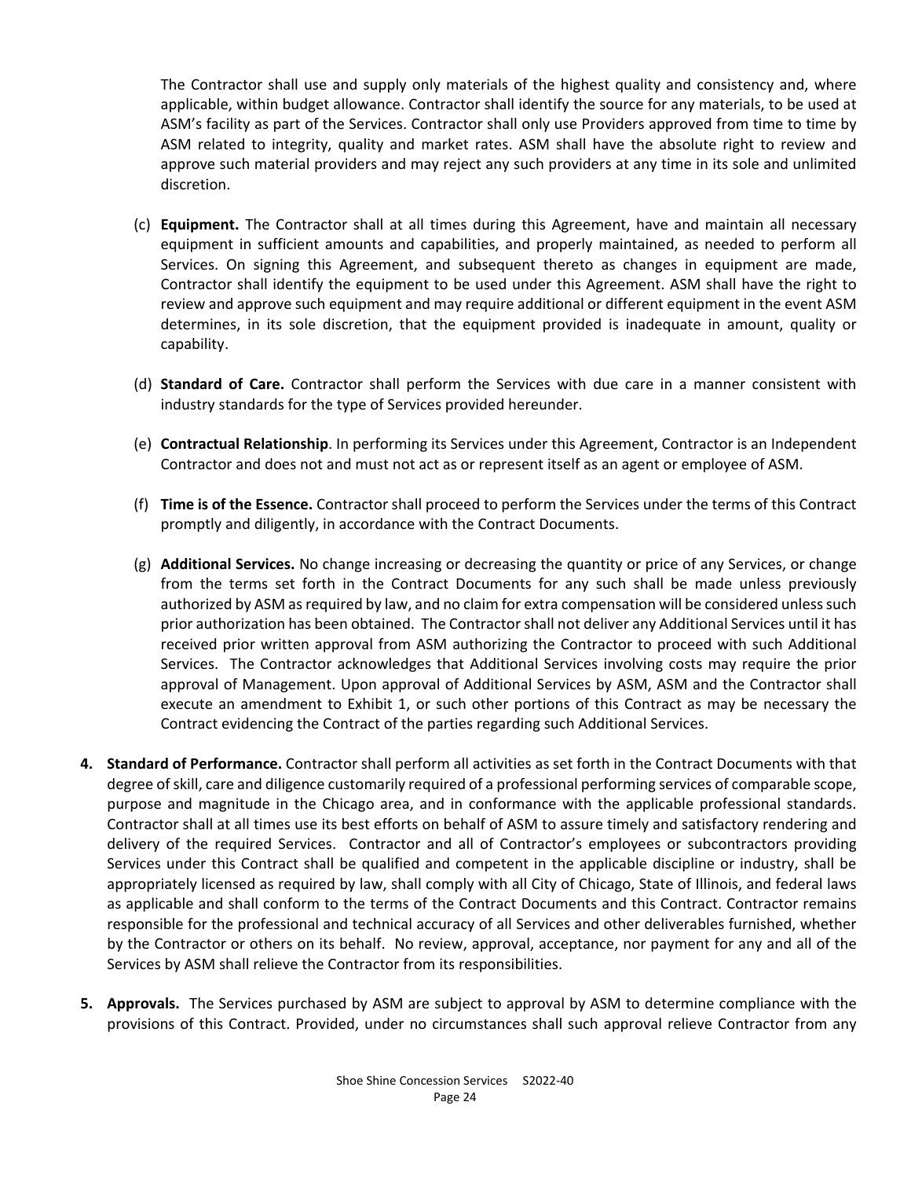The Contractor shall use and supply only materials of the highest quality and consistency and, where applicable, within budget allowance. Contractor shall identify the source for any materials, to be used at ASM's facility as part of the Services. Contractor shall only use Providers approved from time to time by ASM related to integrity, quality and market rates. ASM shall have the absolute right to review and approve such material providers and may reject any such providers at any time in its sole and unlimited discretion.

(c) **Equipment.** The Contractor shall at all times during this Agreement, have and maintain all necessary equipment in sufficient amounts and capabilities, and properly maintained, as needed to perform all Services. On signing this Agreement, and subsequent thereto as changes in equipment are made, Contractor shall identify the equipment to be used under this Agreement. ASM shall have the right to review and approve such equipment and may require additional or different equipment in the event ASM determines, in its sole discretion, that the equipment provided is inadequate in amount, quality or capability.

(d) **Standard of Care.** Contractor shall perform the Services with due care in a manner consistent with industry standards for the type of Services provided hereunder.

(e) **Contractual Relationship**. In performing its Services under this Agreement, Contractor is an Independent Contractor and does not and must not act as or represent itself as an agent or employee of ASM.

(f) **Time is of the Essence.** Contractor shall proceed to perform the Services under the terms of this Contract promptly and diligently, in accordance with the Contract Documents.

(g) **Additional Services.** No change increasing or decreasing the quantity or price of any Services, or change from the terms set forth in the Contract Documents for any such shall be made unless previously authorized by ASM as required by law, and no claim for extra compensation will be considered unless such prior authorization has been obtained. The Contractor shall not deliver any Additional Services until it has received prior written approval from ASM authorizing the Contractor to proceed with such Additional Services. The Contractor acknowledges that Additional Services involving costs may require the prior approval of Management. Upon approval of Additional Services by ASM, ASM and the Contractor shall execute an amendment to Exhibit 1, or such other portions of this Contract as may be necessary the Contract evidencing the Contract of the parties regarding such Additional Services.

**4. Standard of Performance.** Contractor shall perform all activities as set forth in the Contract Documents with that degree of skill, care and diligence customarily required of a professional performing services of comparable scope, purpose and magnitude in the Chicago area, and in conformance with the applicable professional standards. Contractor shall at all times use its best efforts on behalf of ASM to assure timely and satisfactory rendering and delivery of the required Services. Contractor and all of Contractor's employees or subcontractors providing Services under this Contract shall be qualified and competent in the applicable discipline or industry, shall be appropriately licensed as required by law, shall comply with all City of Chicago, State of Illinois, and federal laws as applicable and shall conform to the terms of the Contract Documents and this Contract. Contractor remains responsible for the professional and technical accuracy of all Services and other deliverables furnished, whether by the Contractor or others on its behalf. No review, approval, acceptance, nor payment for any and all of the Services by ASM shall relieve the Contractor from its responsibilities.

**5. Approvals.** The Services purchased by ASM are subject to approval by ASM to determine compliance with the provisions of this Contract. Provided, under no circumstances shall such approval relieve Contractor from any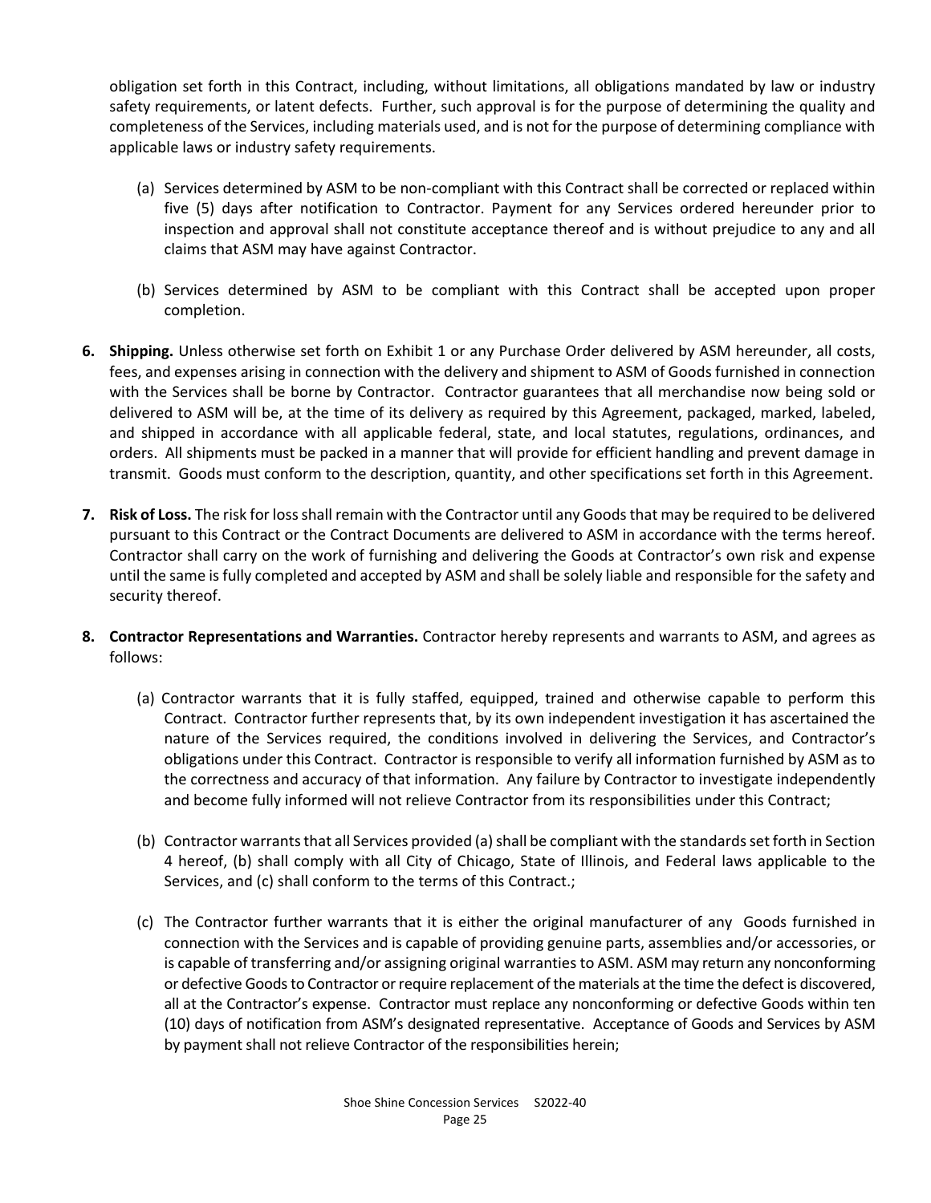obligation set forth in this Contract, including, without limitations, all obligations mandated by law or industry safety requirements, or latent defects. Further, such approval is for the purpose of determining the quality and completeness of the Services, including materials used, and is not for the purpose of determining compliance with applicable laws or industry safety requirements.

(a) Services determined by ASM to be non-compliant with this Contract shall be corrected or replaced within five (5) days after notification to Contractor. Payment for any Services ordered hereunder prior to inspection and approval shall not constitute acceptance thereof and is without prejudice to any and all claims that ASM may have against Contractor.

(b) Services determined by ASM to be compliant with this Contract shall be accepted upon proper completion.

**6. Shipping.** Unless otherwise set forth on Exhibit 1 or any Purchase Order delivered by ASM hereunder, all costs, fees, and expenses arising in connection with the delivery and shipment to ASM of Goods furnished in connection with the Services shall be borne by Contractor. Contractor guarantees that all merchandise now being sold or delivered to ASM will be, at the time of its delivery as required by this Agreement, packaged, marked, labeled, and shipped in accordance with all applicable federal, state, and local statutes, regulations, ordinances, and orders. All shipments must be packed in a manner that will provide for efficient handling and prevent damage in transmit. Goods must conform to the description, quantity, and other specifications set forth in this Agreement.

**7. Risk of Loss.** The risk for loss shall remain with the Contractor until any Goods that may be required to be delivered pursuant to this Contract or the Contract Documents are delivered to ASM in accordance with the terms hereof. Contractor shall carry on the work of furnishing and delivering the Goods at Contractor's own risk and expense until the same is fully completed and accepted by ASM and shall be solely liable and responsible for the safety and security thereof.

**8. Contractor Representations and Warranties.** Contractor hereby represents and warrants to ASM, and agrees as follows:

(a) Contractor warrants that it is fully staffed, equipped, trained and otherwise capable to perform this Contract. Contractor further represents that, by its own independent investigation it has ascertained the nature of the Services required, the conditions involved in delivering the Services, and Contractor's obligations under this Contract. Contractor is responsible to verify all information furnished by ASM as to the correctness and accuracy of that information. Any failure by Contractor to investigate independently and become fully informed will not relieve Contractor from its responsibilities under this Contract;

(b) Contractor warrants that all Services provided (a) shall be compliant with the standards set forth in Section 4 hereof, (b) shall comply with all City of Chicago, State of Illinois, and Federal laws applicable to the Services, and (c) shall conform to the terms of this Contract.;

(c) The Contractor further warrants that it is either the original manufacturer of any Goods furnished in connection with the Services and is capable of providing genuine parts, assemblies and/or accessories, or is capable of transferring and/or assigning original warranties to ASM. ASM may return any nonconforming or defective Goods to Contractor or require replacement of the materials at the time the defect is discovered, all at the Contractor's expense. Contractor must replace any nonconforming or defective Goods within ten (10) days of notification from ASM's designated representative. Acceptance of Goods and Services by ASM by payment shall not relieve Contractor of the responsibilities herein;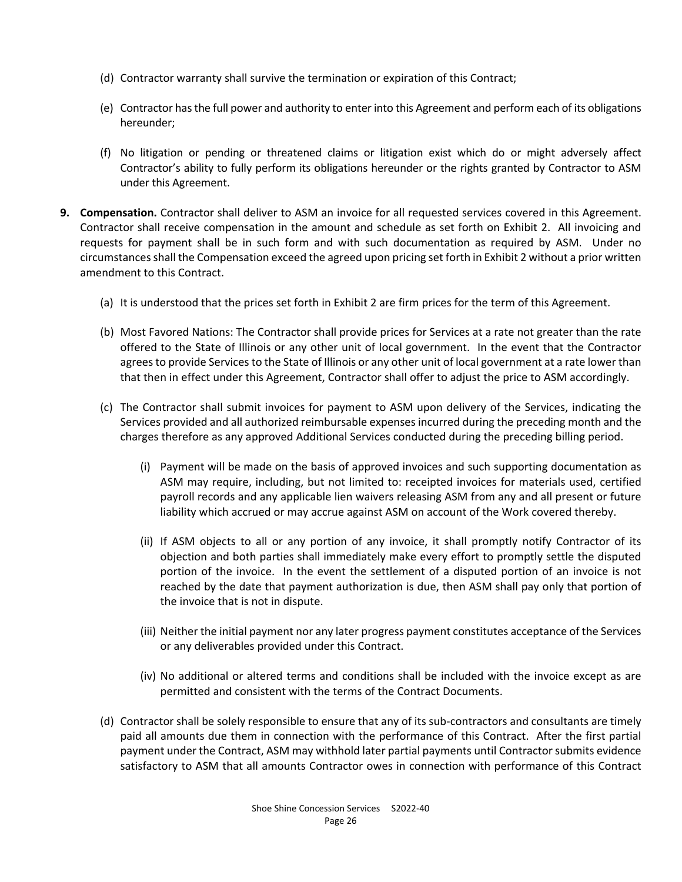(d) Contractor warranty shall survive the termination or expiration of this Contract;

(e) Contractor has the full power and authority to enter into this Agreement and perform each of its obligations hereunder;

(f) No litigation or pending or threatened claims or litigation exist which do or might adversely affect Contractor's ability to fully perform its obligations hereunder or the rights granted by Contractor to ASM under this Agreement.

**9. Compensation.** Contractor shall deliver to ASM an invoice for all requested services covered in this Agreement. Contractor shall receive compensation in the amount and schedule as set forth on Exhibit 2. All invoicing and requests for payment shall be in such form and with such documentation as required by ASM. Under no circumstances shall the Compensation exceed the agreed upon pricing set forth in Exhibit 2 without a prior written amendment to this Contract.

(a) It is understood that the prices set forth in Exhibit 2 are firm prices for the term of this Agreement.

(b) Most Favored Nations: The Contractor shall provide prices for Services at a rate not greater than the rate offered to the State of Illinois or any other unit of local government. In the event that the Contractor agrees to provide Services to the State of Illinois or any other unit of local government at a rate lower than that then in effect under this Agreement, Contractor shall offer to adjust the price to ASM accordingly.

(c) The Contractor shall submit invoices for payment to ASM upon delivery of the Services, indicating the Services provided and all authorized reimbursable expenses incurred during the preceding month and the charges therefore as any approved Additional Services conducted during the preceding billing period.

(i) Payment will be made on the basis of approved invoices and such supporting documentation as ASM may require, including, but not limited to: receipted invoices for materials used, certified payroll records and any applicable lien waivers releasing ASM from any and all present or future liability which accrued or may accrue against ASM on account of the Work covered thereby.

(ii) If ASM objects to all or any portion of any invoice, it shall promptly notify Contractor of its objection and both parties shall immediately make every effort to promptly settle the disputed portion of the invoice. In the event the settlement of a disputed portion of an invoice is not reached by the date that payment authorization is due, then ASM shall pay only that portion of the invoice that is not in dispute.

(iii) Neither the initial payment nor any later progress payment constitutes acceptance of the Services or any deliverables provided under this Contract.

(iv) No additional or altered terms and conditions shall be included with the invoice except as are permitted and consistent with the terms of the Contract Documents.

(d) Contractor shall be solely responsible to ensure that any of its sub-contractors and consultants are timely paid all amounts due them in connection with the performance of this Contract. After the first partial payment under the Contract, ASM may withhold later partial payments until Contractor submits evidence satisfactory to ASM that all amounts Contractor owes in connection with performance of this Contract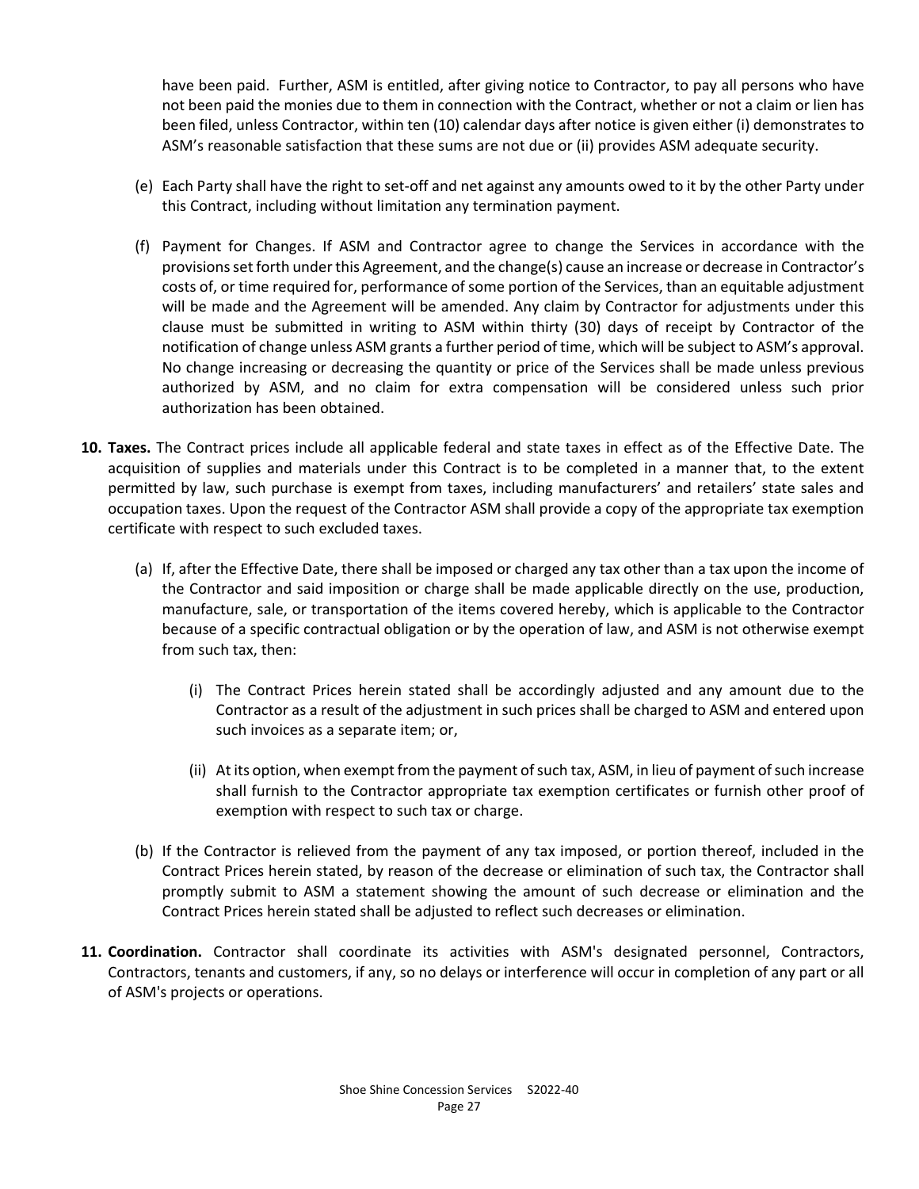have been paid. Further, ASM is entitled, after giving notice to Contractor, to pay all persons who have not been paid the monies due to them in connection with the Contract, whether or not a claim or lien has been filed, unless Contractor, within ten (10) calendar days after notice is given either (i) demonstrates to ASM's reasonable satisfaction that these sums are not due or (ii) provides ASM adequate security.

(e) Each Party shall have the right to set-off and net against any amounts owed to it by the other Party under this Contract, including without limitation any termination payment.

(f) Payment for Changes. If ASM and Contractor agree to change the Services in accordance with the provisions set forth under this Agreement, and the change(s) cause an increase or decrease in Contractor's costs of, or time required for, performance of some portion of the Services, than an equitable adjustment will be made and the Agreement will be amended. Any claim by Contractor for adjustments under this clause must be submitted in writing to ASM within thirty (30) days of receipt by Contractor of the notification of change unless ASM grants a further period of time, which will be subject to ASM's approval. No change increasing or decreasing the quantity or price of the Services shall be made unless previous authorized by ASM, and no claim for extra compensation will be considered unless such prior authorization has been obtained.

**10. Taxes.** The Contract prices include all applicable federal and state taxes in effect as of the Effective Date. The acquisition of supplies and materials under this Contract is to be completed in a manner that, to the extent permitted by law, such purchase is exempt from taxes, including manufacturers' and retailers' state sales and occupation taxes. Upon the request of the Contractor ASM shall provide a copy of the appropriate tax exemption certificate with respect to such excluded taxes.

(a) If, after the Effective Date, there shall be imposed or charged any tax other than a tax upon the income of the Contractor and said imposition or charge shall be made applicable directly on the use, production, manufacture, sale, or transportation of the items covered hereby, which is applicable to the Contractor because of a specific contractual obligation or by the operation of law, and ASM is not otherwise exempt from such tax, then:

(i) The Contract Prices herein stated shall be accordingly adjusted and any amount due to the Contractor as a result of the adjustment in such prices shall be charged to ASM and entered upon such invoices as a separate item; or,

(ii) At its option, when exempt from the payment of such tax, ASM, in lieu of payment of such increase shall furnish to the Contractor appropriate tax exemption certificates or furnish other proof of exemption with respect to such tax or charge.

(b) If the Contractor is relieved from the payment of any tax imposed, or portion thereof, included in the Contract Prices herein stated, by reason of the decrease or elimination of such tax, the Contractor shall promptly submit to ASM a statement showing the amount of such decrease or elimination and the Contract Prices herein stated shall be adjusted to reflect such decreases or elimination.

**11. Coordination.** Contractor shall coordinate its activities with ASM's designated personnel, Contractors, Contractors, tenants and customers, if any, so no delays or interference will occur in completion of any part or all of ASM's projects or operations.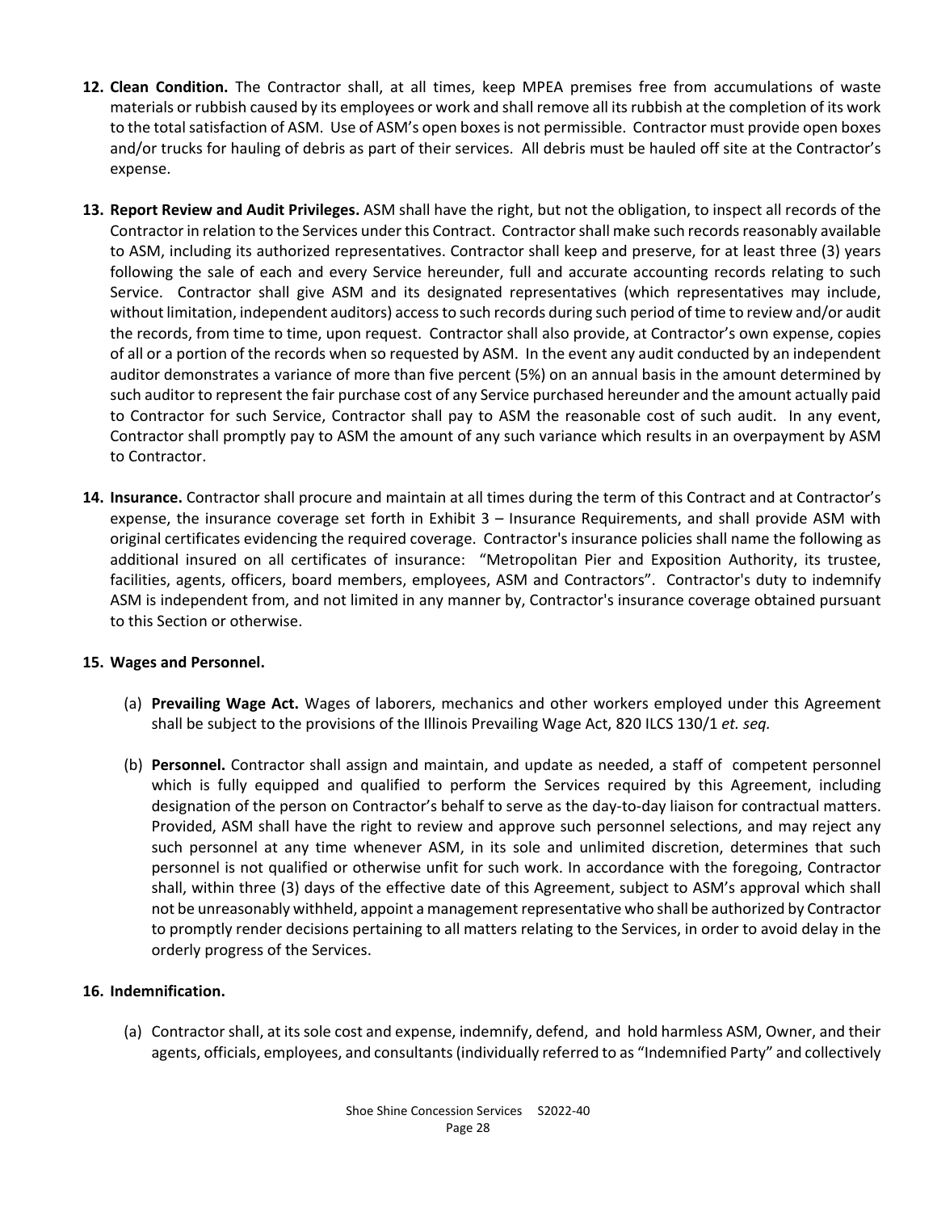**12. Clean Condition.** The Contractor shall, at all times, keep MPEA premises free from accumulations of waste materials or rubbish caused by its employees or work and shall remove all its rubbish at the completion of its work to the total satisfaction of ASM. Use of ASM's open boxes is not permissible. Contractor must provide open boxes and/or trucks for hauling of debris as part of their services. All debris must be hauled off site at the Contractor's expense.

**13. Report Review and Audit Privileges.** ASM shall have the right, but not the obligation, to inspect all records of the Contractor in relation to the Services under this Contract. Contractor shall make such records reasonably available to ASM, including its authorized representatives. Contractor shall keep and preserve, for at least three (3) years following the sale of each and every Service hereunder, full and accurate accounting records relating to such Service. Contractor shall give ASM and its designated representatives (which representatives may include, without limitation, independent auditors) access to such records during such period of time to review and/or audit the records, from time to time, upon request. Contractor shall also provide, at Contractor's own expense, copies of all or a portion of the records when so requested by ASM. In the event any audit conducted by an independent auditor demonstrates a variance of more than five percent (5%) on an annual basis in the amount determined by such auditor to represent the fair purchase cost of any Service purchased hereunder and the amount actually paid to Contractor for such Service, Contractor shall pay to ASM the reasonable cost of such audit. In any event, Contractor shall promptly pay to ASM the amount of any such variance which results in an overpayment by ASM to Contractor.

**14. Insurance.** Contractor shall procure and maintain at all times during the term of this Contract and at Contractor's expense, the insurance coverage set forth in Exhibit 3 – Insurance Requirements, and shall provide ASM with original certificates evidencing the required coverage. Contractor's insurance policies shall name the following as additional insured on all certificates of insurance: "Metropolitan Pier and Exposition Authority, its trustee, facilities, agents, officers, board members, employees, ASM and Contractors". Contractor's duty to indemnify ASM is independent from, and not limited in any manner by, Contractor's insurance coverage obtained pursuant to this Section or otherwise.

**15. Wages and Personnel.**

(a) **Prevailing Wage Act.** Wages of laborers, mechanics and other workers employed under this Agreement shall be subject to the provisions of the Illinois Prevailing Wage Act, 820 ILCS 130/1 *et. seq.*

(b) **Personnel.** Contractor shall assign and maintain, and update as needed, a staff of competent personnel which is fully equipped and qualified to perform the Services required by this Agreement, including designation of the person on Contractor's behalf to serve as the day-to-day liaison for contractual matters. Provided, ASM shall have the right to review and approve such personnel selections, and may reject any such personnel at any time whenever ASM, in its sole and unlimited discretion, determines that such personnel is not qualified or otherwise unfit for such work. In accordance with the foregoing, Contractor shall, within three (3) days of the effective date of this Agreement, subject to ASM's approval which shall not be unreasonably withheld, appoint a management representative who shall be authorized by Contractor to promptly render decisions pertaining to all matters relating to the Services, in order to avoid delay in the orderly progress of the Services.

**16. Indemnification.**

(a) Contractor shall, at its sole cost and expense, indemnify, defend, and hold harmless ASM, Owner, and their agents, officials, employees, and consultants (individually referred to as "Indemnified Party" and collectively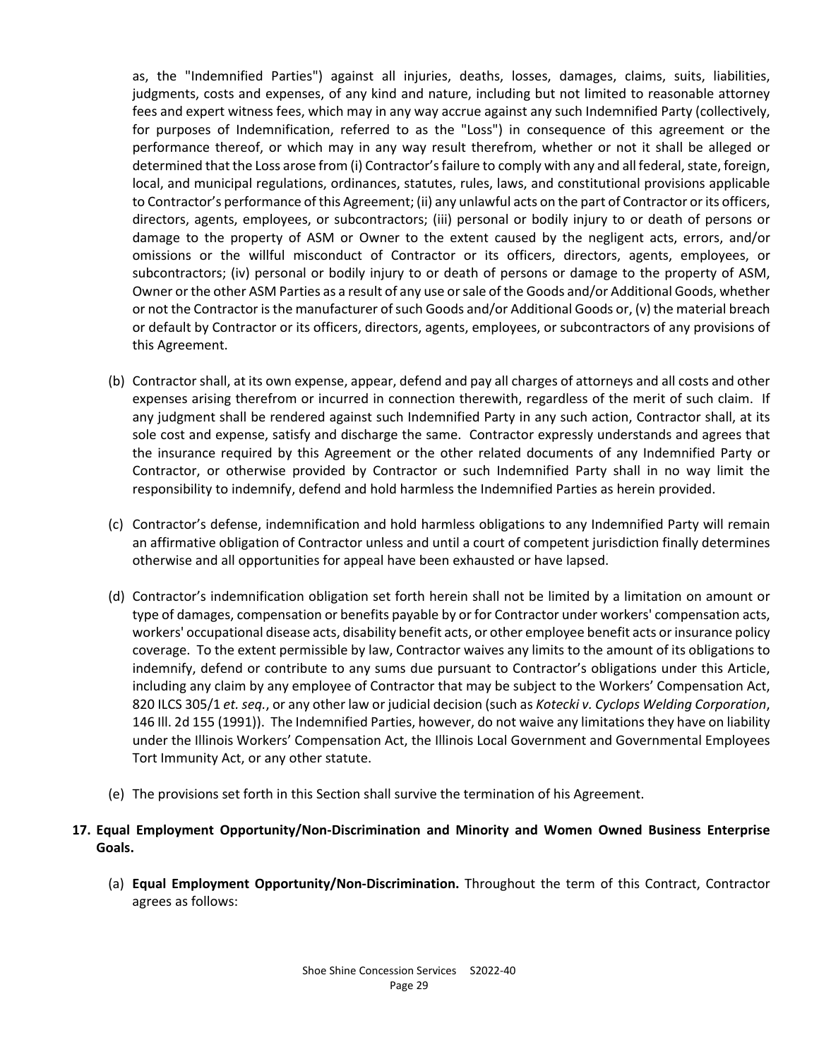as, the "Indemnified Parties") against all injuries, deaths, losses, damages, claims, suits, liabilities, judgments, costs and expenses, of any kind and nature, including but not limited to reasonable attorney fees and expert witness fees, which may in any way accrue against any such Indemnified Party (collectively, for purposes of Indemnification, referred to as the "Loss") in consequence of this agreement or the performance thereof, or which may in any way result therefrom, whether or not it shall be alleged or determined that the Loss arose from (i) Contractor's failure to comply with any and all federal, state, foreign, local, and municipal regulations, ordinances, statutes, rules, laws, and constitutional provisions applicable to Contractor's performance of this Agreement; (ii) any unlawful acts on the part of Contractor or its officers, directors, agents, employees, or subcontractors; (iii) personal or bodily injury to or death of persons or damage to the property of ASM or Owner to the extent caused by the negligent acts, errors, and/or omissions or the willful misconduct of Contractor or its officers, directors, agents, employees, or subcontractors; (iv) personal or bodily injury to or death of persons or damage to the property of ASM, Owner or the other ASM Parties as a result of any use or sale of the Goods and/or Additional Goods, whether or not the Contractor is the manufacturer of such Goods and/or Additional Goods or, (v) the material breach or default by Contractor or its officers, directors, agents, employees, or subcontractors of any provisions of this Agreement.

(b) Contractor shall, at its own expense, appear, defend and pay all charges of attorneys and all costs and other expenses arising therefrom or incurred in connection therewith, regardless of the merit of such claim. If any judgment shall be rendered against such Indemnified Party in any such action, Contractor shall, at its sole cost and expense, satisfy and discharge the same. Contractor expressly understands and agrees that the insurance required by this Agreement or the other related documents of any Indemnified Party or Contractor, or otherwise provided by Contractor or such Indemnified Party shall in no way limit the responsibility to indemnify, defend and hold harmless the Indemnified Parties as herein provided.

(c) Contractor's defense, indemnification and hold harmless obligations to any Indemnified Party will remain an affirmative obligation of Contractor unless and until a court of competent jurisdiction finally determines otherwise and all opportunities for appeal have been exhausted or have lapsed.

(d) Contractor's indemnification obligation set forth herein shall not be limited by a limitation on amount or type of damages, compensation or benefits payable by or for Contractor under workers' compensation acts, workers' occupational disease acts, disability benefit acts, or other employee benefit acts or insurance policy coverage. To the extent permissible by law, Contractor waives any limits to the amount of its obligations to indemnify, defend or contribute to any sums due pursuant to Contractor's obligations under this Article, including any claim by any employee of Contractor that may be subject to the Workers' Compensation Act, 820 ILCS 305/1 *et. seq.*, or any other law or judicial decision (such as *Kotecki v. Cyclops Welding Corporation*, 146 Ill. 2d 155 (1991)). The Indemnified Parties, however, do not waive any limitations they have on liability under the Illinois Workers' Compensation Act, the Illinois Local Government and Governmental Employees Tort Immunity Act, or any other statute.

(e) The provisions set forth in this Section shall survive the termination of his Agreement.

**17. Equal Employment Opportunity/Non-Discrimination and Minority and Women Owned Business Enterprise Goals.**

(a) **Equal Employment Opportunity/Non-Discrimination.** Throughout the term of this Contract, Contractor agrees as follows: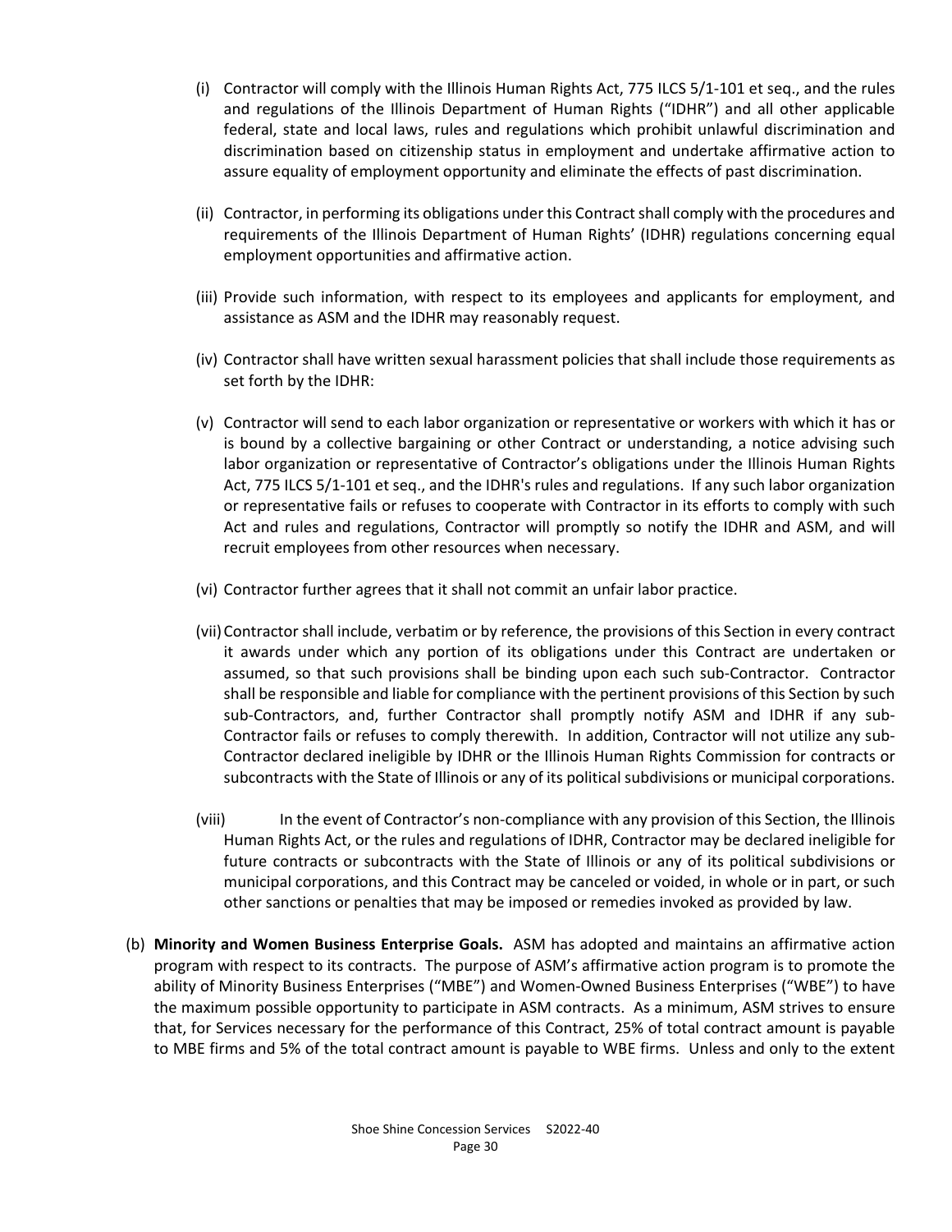(i) Contractor will comply with the Illinois Human Rights Act, 775 ILCS 5/1-101 et seq., and the rules and regulations of the Illinois Department of Human Rights ("IDHR") and all other applicable federal, state and local laws, rules and regulations which prohibit unlawful discrimination and discrimination based on citizenship status in employment and undertake affirmative action to assure equality of employment opportunity and eliminate the effects of past discrimination.

(ii) Contractor, in performing its obligations under this Contract shall comply with the procedures and requirements of the Illinois Department of Human Rights' (IDHR) regulations concerning equal employment opportunities and affirmative action.

(iii) Provide such information, with respect to its employees and applicants for employment, and assistance as ASM and the IDHR may reasonably request.

(iv) Contractor shall have written sexual harassment policies that shall include those requirements as set forth by the IDHR:

(v) Contractor will send to each labor organization or representative or workers with which it has or is bound by a collective bargaining or other Contract or understanding, a notice advising such labor organization or representative of Contractor's obligations under the Illinois Human Rights Act, 775 ILCS 5/1-101 et seq., and the IDHR's rules and regulations. If any such labor organization or representative fails or refuses to cooperate with Contractor in its efforts to comply with such Act and rules and regulations, Contractor will promptly so notify the IDHR and ASM, and will recruit employees from other resources when necessary.

(vi) Contractor further agrees that it shall not commit an unfair labor practice.

(vii) Contractor shall include, verbatim or by reference, the provisions of this Section in every contract it awards under which any portion of its obligations under this Contract are undertaken or assumed, so that such provisions shall be binding upon each such sub-Contractor. Contractor shall be responsible and liable for compliance with the pertinent provisions of this Section by such sub-Contractors, and, further Contractor shall promptly notify ASM and IDHR if any sub-Contractor fails or refuses to comply therewith. In addition, Contractor will not utilize any sub-Contractor declared ineligible by IDHR or the Illinois Human Rights Commission for contracts or subcontracts with the State of Illinois or any of its political subdivisions or municipal corporations.

(viii) In the event of Contractor's non-compliance with any provision of this Section, the Illinois Human Rights Act, or the rules and regulations of IDHR, Contractor may be declared ineligible for future contracts or subcontracts with the State of Illinois or any of its political subdivisions or municipal corporations, and this Contract may be canceled or voided, in whole or in part, or such other sanctions or penalties that may be imposed or remedies invoked as provided by law.

(b) **Minority and Women Business Enterprise Goals.** ASM has adopted and maintains an affirmative action program with respect to its contracts. The purpose of ASM's affirmative action program is to promote the ability of Minority Business Enterprises ("MBE") and Women-Owned Business Enterprises ("WBE") to have the maximum possible opportunity to participate in ASM contracts. As a minimum, ASM strives to ensure that, for Services necessary for the performance of this Contract, 25% of total contract amount is payable to MBE firms and 5% of the total contract amount is payable to WBE firms. Unless and only to the extent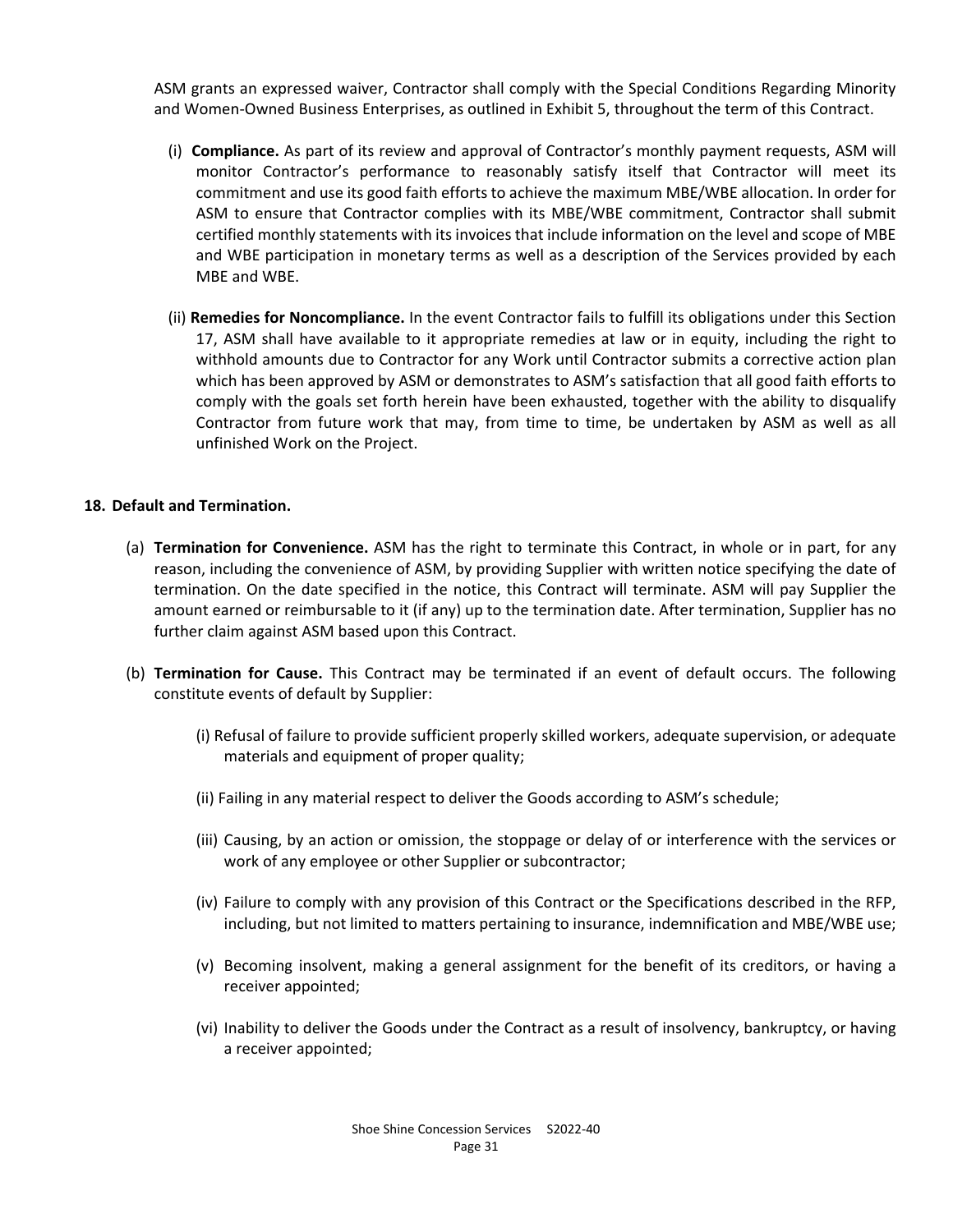ASM grants an expressed waiver, Contractor shall comply with the Special Conditions Regarding Minority and Women-Owned Business Enterprises, as outlined in Exhibit 5, throughout the term of this Contract.

(i) **Compliance.** As part of its review and approval of Contractor's monthly payment requests, ASM will monitor Contractor's performance to reasonably satisfy itself that Contractor will meet its commitment and use its good faith efforts to achieve the maximum MBE/WBE allocation. In order for ASM to ensure that Contractor complies with its MBE/WBE commitment, Contractor shall submit certified monthly statements with its invoices that include information on the level and scope of MBE and WBE participation in monetary terms as well as a description of the Services provided by each MBE and WBE.

(ii) **Remedies for Noncompliance.** In the event Contractor fails to fulfill its obligations under this Section 17, ASM shall have available to it appropriate remedies at law or in equity, including the right to withhold amounts due to Contractor for any Work until Contractor submits a corrective action plan which has been approved by ASM or demonstrates to ASM's satisfaction that all good faith efforts to comply with the goals set forth herein have been exhausted, together with the ability to disqualify Contractor from future work that may, from time to time, be undertaken by ASM as well as all unfinished Work on the Project.

## 18. Default and Termination.

(a) **Termination for Convenience.** ASM has the right to terminate this Contract, in whole or in part, for any reason, including the convenience of ASM, by providing Supplier with written notice specifying the date of termination. On the date specified in the notice, this Contract will terminate. ASM will pay Supplier the amount earned or reimbursable to it (if any) up to the termination date. After termination, Supplier has no further claim against ASM based upon this Contract.

(b) **Termination for Cause.** This Contract may be terminated if an event of default occurs. The following constitute events of default by Supplier:

(i) Refusal of failure to provide sufficient properly skilled workers, adequate supervision, or adequate materials and equipment of proper quality;

(ii) Failing in any material respect to deliver the Goods according to ASM's schedule;

(iii) Causing, by an action or omission, the stoppage or delay of or interference with the services or work of any employee or other Supplier or subcontractor;

(iv) Failure to comply with any provision of this Contract or the Specifications described in the RFP, including, but not limited to matters pertaining to insurance, indemnification and MBE/WBE use;

(v) Becoming insolvent, making a general assignment for the benefit of its creditors, or having a receiver appointed;

(vi) Inability to deliver the Goods under the Contract as a result of insolvency, bankruptcy, or having a receiver appointed;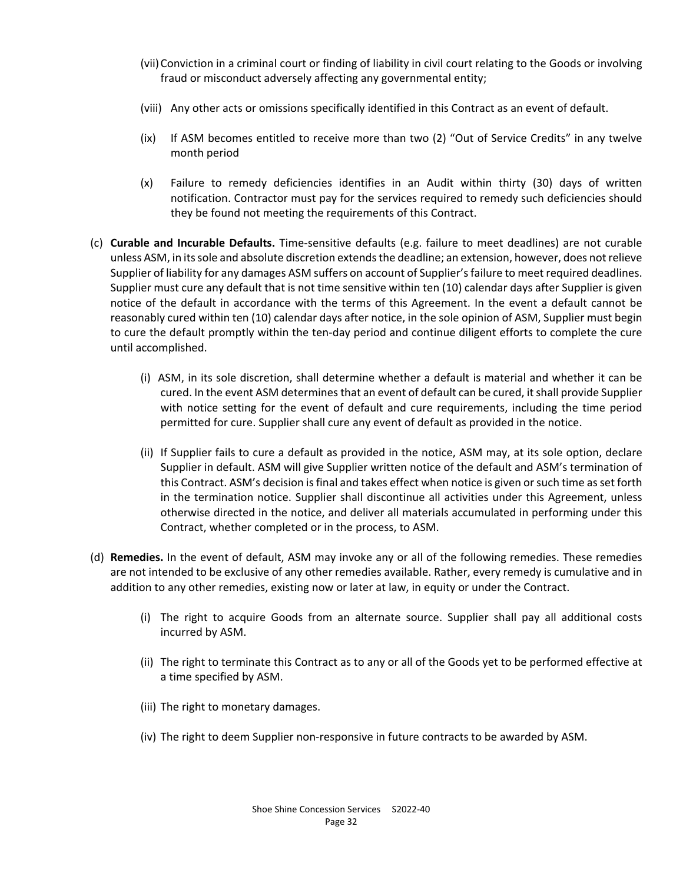(vii) Conviction in a criminal court or finding of liability in civil court relating to the Goods or involving fraud or misconduct adversely affecting any governmental entity;

(viii) Any other acts or omissions specifically identified in this Contract as an event of default.

(ix) If ASM becomes entitled to receive more than two (2) "Out of Service Credits" in any twelve month period

(x) Failure to remedy deficiencies identifies in an Audit within thirty (30) days of written notification. Contractor must pay for the services required to remedy such deficiencies should they be found not meeting the requirements of this Contract.

(c) **Curable and Incurable Defaults.** Time-sensitive defaults (e.g. failure to meet deadlines) are not curable unless ASM, in its sole and absolute discretion extends the deadline; an extension, however, does not relieve Supplier of liability for any damages ASM suffers on account of Supplier's failure to meet required deadlines. Supplier must cure any default that is not time sensitive within ten (10) calendar days after Supplier is given notice of the default in accordance with the terms of this Agreement. In the event a default cannot be reasonably cured within ten (10) calendar days after notice, in the sole opinion of ASM, Supplier must begin to cure the default promptly within the ten-day period and continue diligent efforts to complete the cure until accomplished.

(i) ASM, in its sole discretion, shall determine whether a default is material and whether it can be cured. In the event ASM determines that an event of default can be cured, it shall provide Supplier with notice setting for the event of default and cure requirements, including the time period permitted for cure. Supplier shall cure any event of default as provided in the notice.

(ii) If Supplier fails to cure a default as provided in the notice, ASM may, at its sole option, declare Supplier in default. ASM will give Supplier written notice of the default and ASM's termination of this Contract. ASM's decision is final and takes effect when notice is given or such time as set forth in the termination notice. Supplier shall discontinue all activities under this Agreement, unless otherwise directed in the notice, and deliver all materials accumulated in performing under this Contract, whether completed or in the process, to ASM.

(d) **Remedies.** In the event of default, ASM may invoke any or all of the following remedies. These remedies are not intended to be exclusive of any other remedies available. Rather, every remedy is cumulative and in addition to any other remedies, existing now or later at law, in equity or under the Contract.

(i) The right to acquire Goods from an alternate source. Supplier shall pay all additional costs incurred by ASM.

(ii) The right to terminate this Contract as to any or all of the Goods yet to be performed effective at a time specified by ASM.

(iii) The right to monetary damages.

(iv) The right to deem Supplier non-responsive in future contracts to be awarded by ASM.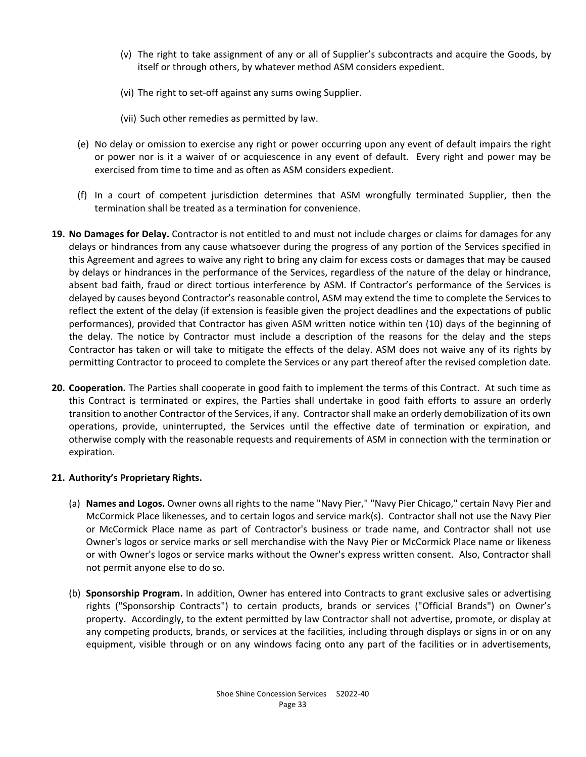(v) The right to take assignment of any or all of Supplier's subcontracts and acquire the Goods, by itself or through others, by whatever method ASM considers expedient.

(vi) The right to set-off against any sums owing Supplier.

(vii) Such other remedies as permitted by law.

(e) No delay or omission to exercise any right or power occurring upon any event of default impairs the right or power nor is it a waiver of or acquiescence in any event of default. Every right and power may be exercised from time to time and as often as ASM considers expedient.

(f) In a court of competent jurisdiction determines that ASM wrongfully terminated Supplier, then the termination shall be treated as a termination for convenience.

**19. No Damages for Delay.** Contractor is not entitled to and must not include charges or claims for damages for any delays or hindrances from any cause whatsoever during the progress of any portion of the Services specified in this Agreement and agrees to waive any right to bring any claim for excess costs or damages that may be caused by delays or hindrances in the performance of the Services, regardless of the nature of the delay or hindrance, absent bad faith, fraud or direct tortious interference by ASM. If Contractor's performance of the Services is delayed by causes beyond Contractor's reasonable control, ASM may extend the time to complete the Services to reflect the extent of the delay (if extension is feasible given the project deadlines and the expectations of public performances), provided that Contractor has given ASM written notice within ten (10) days of the beginning of the delay. The notice by Contractor must include a description of the reasons for the delay and the steps Contractor has taken or will take to mitigate the effects of the delay. ASM does not waive any of its rights by permitting Contractor to proceed to complete the Services or any part thereof after the revised completion date.

**20. Cooperation.** The Parties shall cooperate in good faith to implement the terms of this Contract. At such time as this Contract is terminated or expires, the Parties shall undertake in good faith efforts to assure an orderly transition to another Contractor of the Services, if any. Contractor shall make an orderly demobilization of its own operations, provide, uninterrupted, the Services until the effective date of termination or expiration, and otherwise comply with the reasonable requests and requirements of ASM in connection with the termination or expiration.

**21. Authority's Proprietary Rights.**

(a) **Names and Logos.** Owner owns all rights to the name "Navy Pier," "Navy Pier Chicago," certain Navy Pier and McCormick Place likenesses, and to certain logos and service mark(s). Contractor shall not use the Navy Pier or McCormick Place name as part of Contractor's business or trade name, and Contractor shall not use Owner's logos or service marks or sell merchandise with the Navy Pier or McCormick Place name or likeness or with Owner's logos or service marks without the Owner's express written consent. Also, Contractor shall not permit anyone else to do so.

(b) **Sponsorship Program.** In addition, Owner has entered into Contracts to grant exclusive sales or advertising rights ("Sponsorship Contracts") to certain products, brands or services ("Official Brands") on Owner's property. Accordingly, to the extent permitted by law Contractor shall not advertise, promote, or display at any competing products, brands, or services at the facilities, including through displays or signs in or on any equipment, visible through or on any windows facing onto any part of the facilities or in advertisements,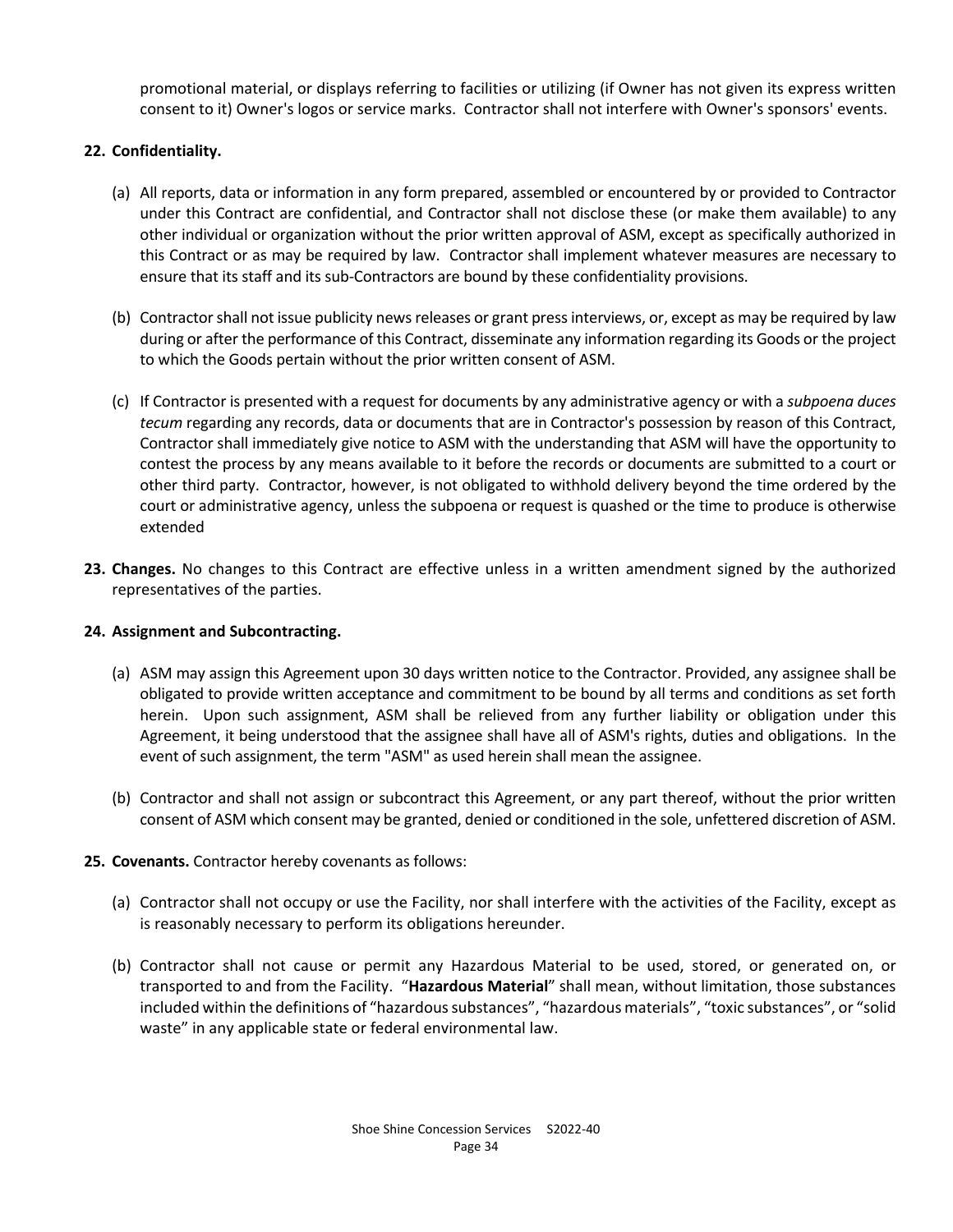promotional material, or displays referring to facilities or utilizing (if Owner has not given its express written consent to it) Owner's logos or service marks. Contractor shall not interfere with Owner's sponsors' events.

**22. Confidentiality.**

(a) All reports, data or information in any form prepared, assembled or encountered by or provided to Contractor under this Contract are confidential, and Contractor shall not disclose these (or make them available) to any other individual or organization without the prior written approval of ASM, except as specifically authorized in this Contract or as may be required by law. Contractor shall implement whatever measures are necessary to ensure that its staff and its sub-Contractors are bound by these confidentiality provisions.

(b) Contractor shall not issue publicity news releases or grant press interviews, or, except as may be required by law during or after the performance of this Contract, disseminate any information regarding its Goods or the project to which the Goods pertain without the prior written consent of ASM.

(c) If Contractor is presented with a request for documents by any administrative agency or with a *subpoena duces tecum* regarding any records, data or documents that are in Contractor's possession by reason of this Contract, Contractor shall immediately give notice to ASM with the understanding that ASM will have the opportunity to contest the process by any means available to it before the records or documents are submitted to a court or other third party. Contractor, however, is not obligated to withhold delivery beyond the time ordered by the court or administrative agency, unless the subpoena or request is quashed or the time to produce is otherwise extended

**23. Changes.** No changes to this Contract are effective unless in a written amendment signed by the authorized representatives of the parties.

**24. Assignment and Subcontracting.**

(a) ASM may assign this Agreement upon 30 days written notice to the Contractor. Provided, any assignee shall be obligated to provide written acceptance and commitment to be bound by all terms and conditions as set forth herein. Upon such assignment, ASM shall be relieved from any further liability or obligation under this Agreement, it being understood that the assignee shall have all of ASM's rights, duties and obligations. In the event of such assignment, the term "ASM" as used herein shall mean the assignee.

(b) Contractor and shall not assign or subcontract this Agreement, or any part thereof, without the prior written consent of ASM which consent may be granted, denied or conditioned in the sole, unfettered discretion of ASM.

**25. Covenants.** Contractor hereby covenants as follows:

(a) Contractor shall not occupy or use the Facility, nor shall interfere with the activities of the Facility, except as is reasonably necessary to perform its obligations hereunder.

(b) Contractor shall not cause or permit any Hazardous Material to be used, stored, or generated on, or transported to and from the Facility. "**Hazardous Material**" shall mean, without limitation, those substances included within the definitions of "hazardous substances", "hazardous materials", "toxic substances", or "solid waste" in any applicable state or federal environmental law.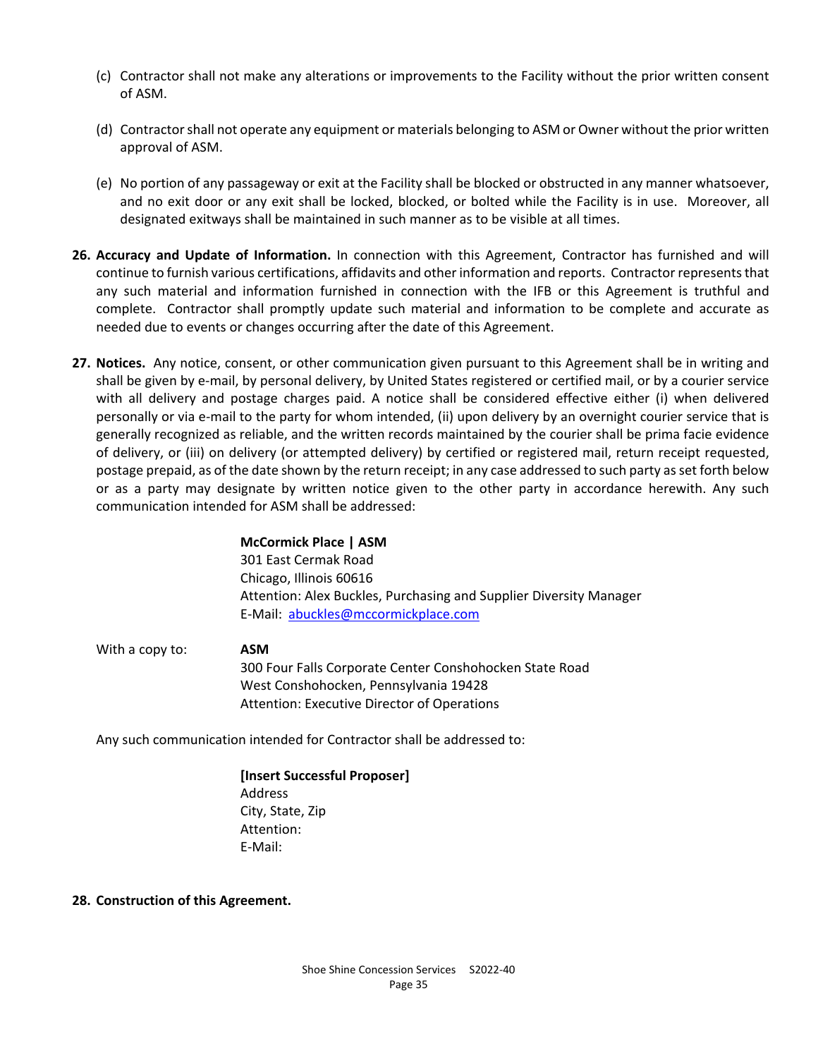(c) Contractor shall not make any alterations or improvements to the Facility without the prior written consent of ASM.

(d) Contractor shall not operate any equipment or materials belonging to ASM or Owner without the prior written approval of ASM.

(e) No portion of any passageway or exit at the Facility shall be blocked or obstructed in any manner whatsoever, and no exit door or any exit shall be locked, blocked, or bolted while the Facility is in use. Moreover, all designated exitways shall be maintained in such manner as to be visible at all times.

**26. Accuracy and Update of Information.** In connection with this Agreement, Contractor has furnished and will continue to furnish various certifications, affidavits and other information and reports. Contractor represents that any such material and information furnished in connection with the IFB or this Agreement is truthful and complete. Contractor shall promptly update such material and information to be complete and accurate as needed due to events or changes occurring after the date of this Agreement.

**27. Notices.** Any notice, consent, or other communication given pursuant to this Agreement shall be in writing and shall be given by e-mail, by personal delivery, by United States registered or certified mail, or by a courier service with all delivery and postage charges paid. A notice shall be considered effective either (i) when delivered personally or via e-mail to the party for whom intended, (ii) upon delivery by an overnight courier service that is generally recognized as reliable, and the written records maintained by the courier shall be prima facie evidence of delivery, or (iii) on delivery (or attempted delivery) by certified or registered mail, return receipt requested, postage prepaid, as of the date shown by the return receipt; in any case addressed to such party as set forth below or as a party may designate by written notice given to the other party in accordance herewith. Any such communication intended for ASM shall be addressed:

**McCormick Place | ASM**
301 East Cermak Road
Chicago, Illinois 60616
Attention: Alex Buckles, Purchasing and Supplier Diversity Manager
E-Mail: abuckles@mccormickplace.com

With a copy to: **ASM**
300 Four Falls Corporate Center Conshohocken State Road
West Conshohocken, Pennsylvania 19428
Attention: Executive Director of Operations

Any such communication intended for Contractor shall be addressed to:

**[Insert Successful Proposer]**
Address
City, State, Zip
Attention:
E-Mail:

**28. Construction of this Agreement.**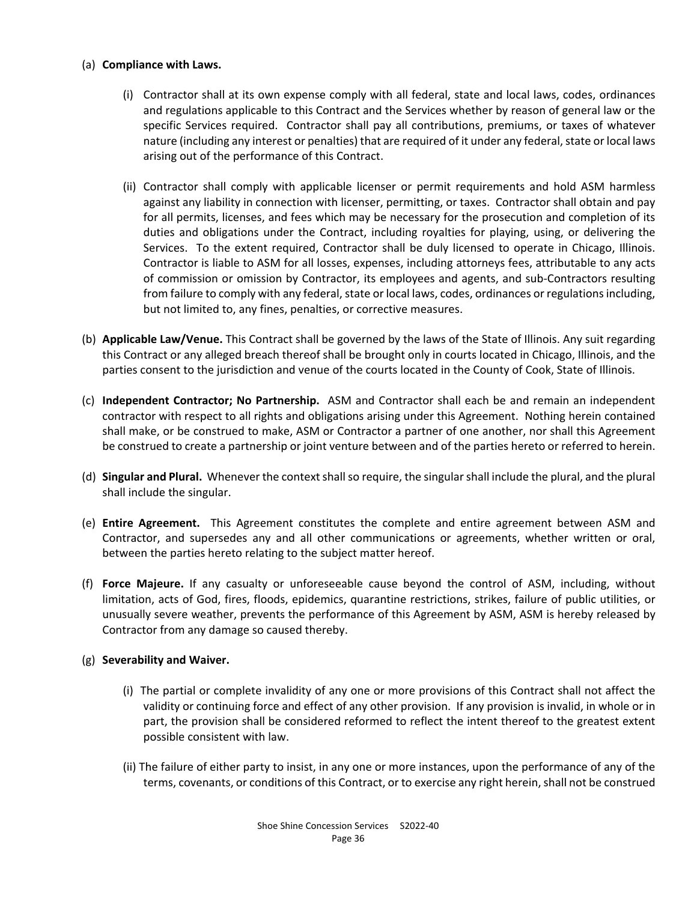(a) **Compliance with Laws.**

  (i) Contractor shall at its own expense comply with all federal, state and local laws, codes, ordinances and regulations applicable to this Contract and the Services whether by reason of general law or the specific Services required. Contractor shall pay all contributions, premiums, or taxes of whatever nature (including any interest or penalties) that are required of it under any federal, state or local laws arising out of the performance of this Contract.

  (ii) Contractor shall comply with applicable licenser or permit requirements and hold ASM harmless against any liability in connection with licenser, permitting, or taxes. Contractor shall obtain and pay for all permits, licenses, and fees which may be necessary for the prosecution and completion of its duties and obligations under the Contract, including royalties for playing, using, or delivering the Services. To the extent required, Contractor shall be duly licensed to operate in Chicago, Illinois. Contractor is liable to ASM for all losses, expenses, including attorneys fees, attributable to any acts of commission or omission by Contractor, its employees and agents, and sub-Contractors resulting from failure to comply with any federal, state or local laws, codes, ordinances or regulations including, but not limited to, any fines, penalties, or corrective measures.

(b) **Applicable Law/Venue.** This Contract shall be governed by the laws of the State of Illinois. Any suit regarding this Contract or any alleged breach thereof shall be brought only in courts located in Chicago, Illinois, and the parties consent to the jurisdiction and venue of the courts located in the County of Cook, State of Illinois.

(c) **Independent Contractor; No Partnership.** ASM and Contractor shall each be and remain an independent contractor with respect to all rights and obligations arising under this Agreement. Nothing herein contained shall make, or be construed to make, ASM or Contractor a partner of one another, nor shall this Agreement be construed to create a partnership or joint venture between and of the parties hereto or referred to herein.

(d) **Singular and Plural.** Whenever the context shall so require, the singular shall include the plural, and the plural shall include the singular.

(e) **Entire Agreement.** This Agreement constitutes the complete and entire agreement between ASM and Contractor, and supersedes any and all other communications or agreements, whether written or oral, between the parties hereto relating to the subject matter hereof.

(f) **Force Majeure.** If any casualty or unforeseeable cause beyond the control of ASM, including, without limitation, acts of God, fires, floods, epidemics, quarantine restrictions, strikes, failure of public utilities, or unusually severe weather, prevents the performance of this Agreement by ASM, ASM is hereby released by Contractor from any damage so caused thereby.

(g) **Severability and Waiver.**

  (i) The partial or complete invalidity of any one or more provisions of this Contract shall not affect the validity or continuing force and effect of any other provision. If any provision is invalid, in whole or in part, the provision shall be considered reformed to reflect the intent thereof to the greatest extent possible consistent with law.

  (ii) The failure of either party to insist, in any one or more instances, upon the performance of any of the terms, covenants, or conditions of this Contract, or to exercise any right herein, shall not be construed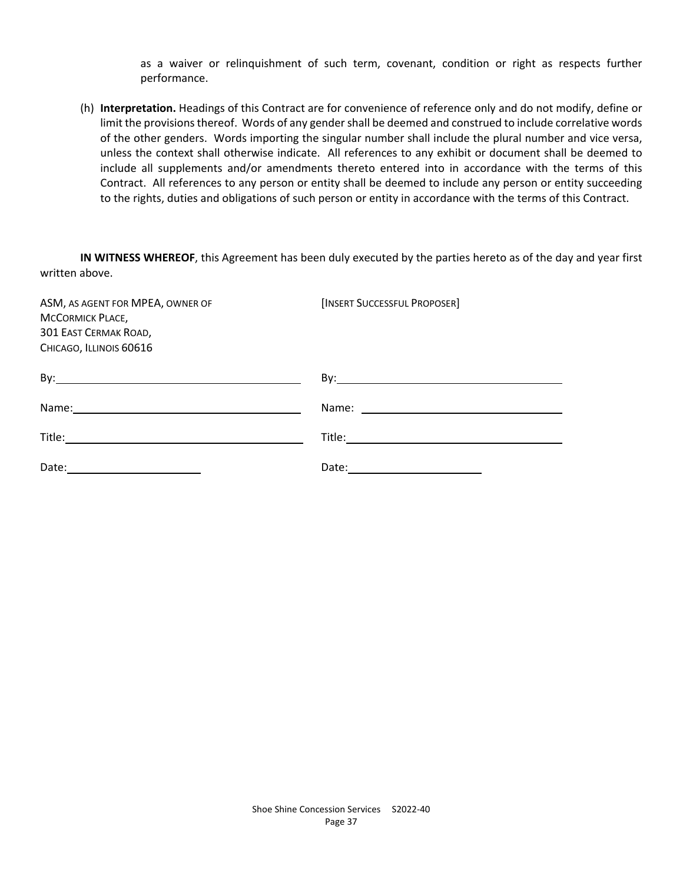as a waiver or relinquishment of such term, covenant, condition or right as respects further performance.

(h) **Interpretation.** Headings of this Contract are for convenience of reference only and do not modify, define or limit the provisions thereof. Words of any gender shall be deemed and construed to include correlative words of the other genders. Words importing the singular number shall include the plural number and vice versa, unless the context shall otherwise indicate. All references to any exhibit or document shall be deemed to include all supplements and/or amendments thereto entered into in accordance with the terms of this Contract. All references to any person or entity shall be deemed to include any person or entity succeeding to the rights, duties and obligations of such person or entity in accordance with the terms of this Contract.

**IN WITNESS WHEREOF**, this Agreement has been duly executed by the parties hereto as of the day and year first written above.

| | |
|---|---|
| ASM, AS AGENT FOR MPEA, OWNER OF MCCORMICK PLACE, 301 EAST CERMAK ROAD, CHICAGO, ILLINOIS 60616 | [INSERT SUCCESSFUL PROPOSER] |
| By:\_\_\_\_\_\_\_\_\_\_\_\_\_\_\_\_\_\_\_\_ | By:\_\_\_\_\_\_\_\_\_\_\_\_\_\_\_\_\_\_\_\_ |
| Name:\_\_\_\_\_\_\_\_\_\_\_\_\_\_\_\_\_\_\_\_ | Name:\_\_\_\_\_\_\_\_\_\_\_\_\_\_\_\_\_\_\_\_ |
| Title:\_\_\_\_\_\_\_\_\_\_\_\_\_\_\_\_\_\_\_\_ | Title:\_\_\_\_\_\_\_\_\_\_\_\_\_\_\_\_\_\_\_\_ |
| Date:\_\_\_\_\_\_\_\_\_\_\_\_ | Date:\_\_\_\_\_\_\_\_\_\_\_\_ |